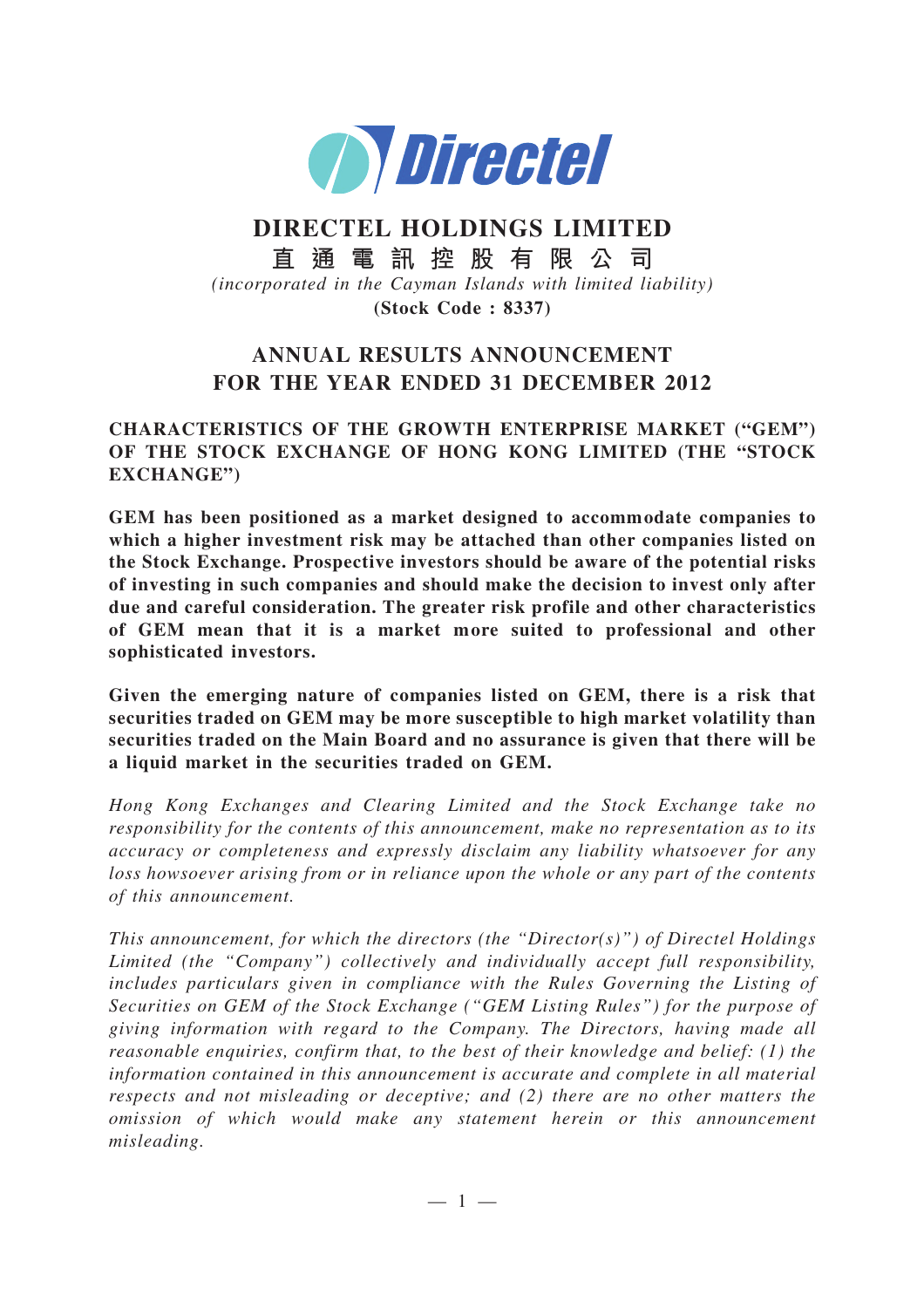# DIRECTEL HOLDINGS LIMITED

# 直 通 電 訊 控 股 有 限 公 司

*(incorporated in the Cayman Islands with limited liability)*

**(Stock Code : 8337)**

## ANNUAL RESULTS ANNOUNCEMENT FOR THE YEAR ENDED 31 DECEMBER 2012

**CHARACTERISTICS OF THE GROWTH ENTERPRISE MARKET ("GEM") OF THE STOCK EXCHANGE OF HONG KONG LIMITED (THE "STOCK EXCHANGE")**

**GEM has been positioned as a market designed to accommodate companies to which a higher investment risk may be attached than other companies listed on the Stock Exchange. Prospective investors should be aware of the potential risks of investing in such companies and should make the decision to invest only after due and careful consideration. The greater risk profile and other characteristics of GEM mean that it is a market more suited to professional and other sophisticated investors.**

**Given the emerging nature of companies listed on GEM, there is a risk that securities traded on GEM may be more susceptible to high market volatility than securities traded on the Main Board and no assurance is given that there will be a liquid market in the securities traded on GEM.**

*Hong Kong Exchanges and Clearing Limited and the Stock Exchange take no responsibility for the contents of this announcement, make no representation as to its accuracy or completeness and expressly disclaim any liability whatsoever for any loss howsoever arising from or in reliance upon the whole or any part of the contents of this announcement.*

*This announcement, for which the directors (the "Director(s)") of Directel Holdings Limited (the "Company") collectively and individually accept full responsibility, includes particulars given in compliance with the Rules Governing the Listing of Securities on GEM of the Stock Exchange ("GEM Listing Rules") for the purpose of giving information with regard to the Company. The Directors, having made all reasonable enquiries, confirm that, to the best of their knowledge and belief: (1) the information contained in this announcement is accurate and complete in all material respects and not misleading or deceptive; and (2) there are no other matters the omission of which would make any statement herein or this announcement misleading.*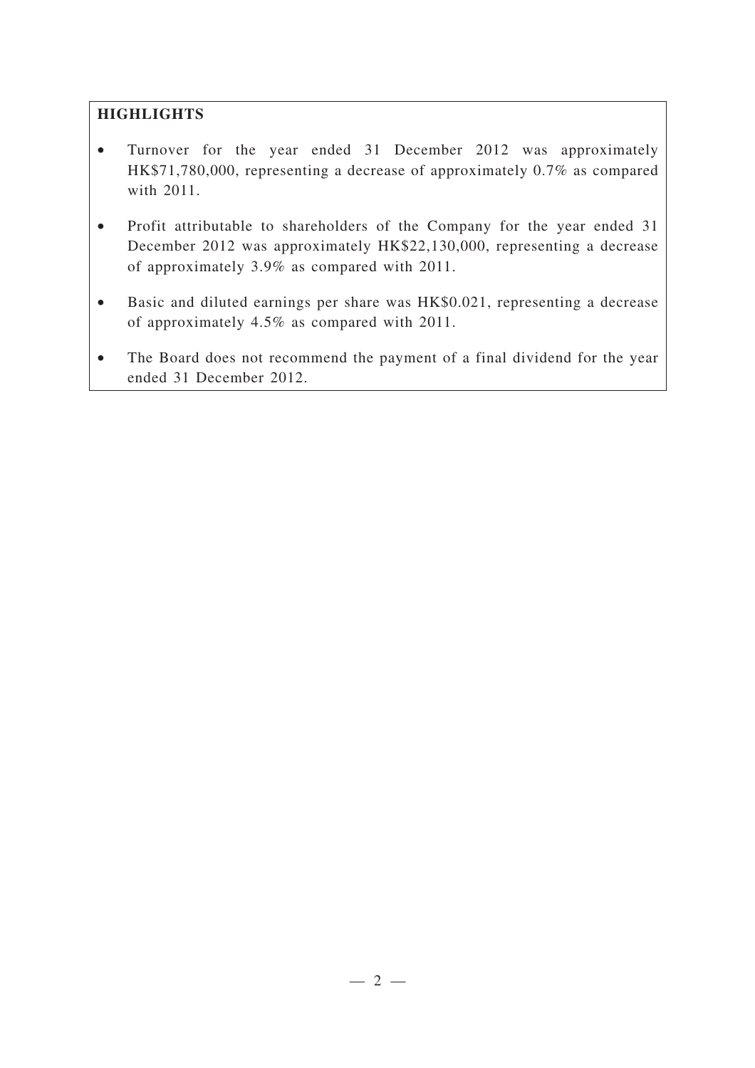## HIGHLIGHTS

- Turnover for the year ended 31 December 2012 was approximately HK$71,780,000, representing a decrease of approximately 0.7% as compared with 2011.
- Profit attributable to shareholders of the Company for the year ended 31 December 2012 was approximately HK$22,130,000, representing a decrease of approximately 3.9% as compared with 2011.
- Basic and diluted earnings per share was HK$0.021, representing a decrease of approximately 4.5% as compared with 2011.
- The Board does not recommend the payment of a final dividend for the year ended 31 December 2012.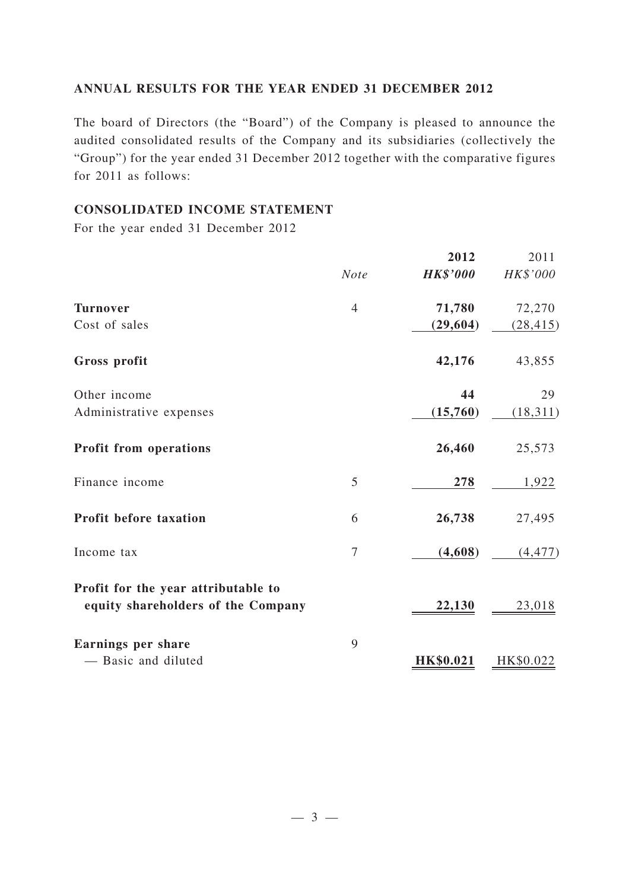## ANNUAL RESULTS FOR THE YEAR ENDED 31 DECEMBER 2012

The board of Directors (the "Board") of the Company is pleased to announce the audited consolidated results of the Company and its subsidiaries (collectively the "Group") for the year ended 31 December 2012 together with the comparative figures for 2011 as follows:

## CONSOLIDATED INCOME STATEMENT

For the year ended 31 December 2012

| | *Note* | **2012** | 2011 |
|---|---|---|---|
| | | ***HK$'000*** | *HK$'000* |
| **Turnover** | 4 | **71,780** | 72,270 |
| Cost of sales | | **(29,604)** | (28,415) |
| **Gross profit** | | **42,176** | 43,855 |
| Other income | | **44** | 29 |
| Administrative expenses | | **(15,760)** | (18,311) |
| **Profit from operations** | | **26,460** | 25,573 |
| Finance income | 5 | **278** | 1,922 |
| **Profit before taxation** | 6 | **26,738** | 27,495 |
| Income tax | 7 | **(4,608)** | (4,477) |
| **Profit for the year attributable to equity shareholders of the Company** | | **22,130** | 23,018 |
| **Earnings per share** | 9 | | |
| — Basic and diluted | | **HK$0.021** | HK$0.022 |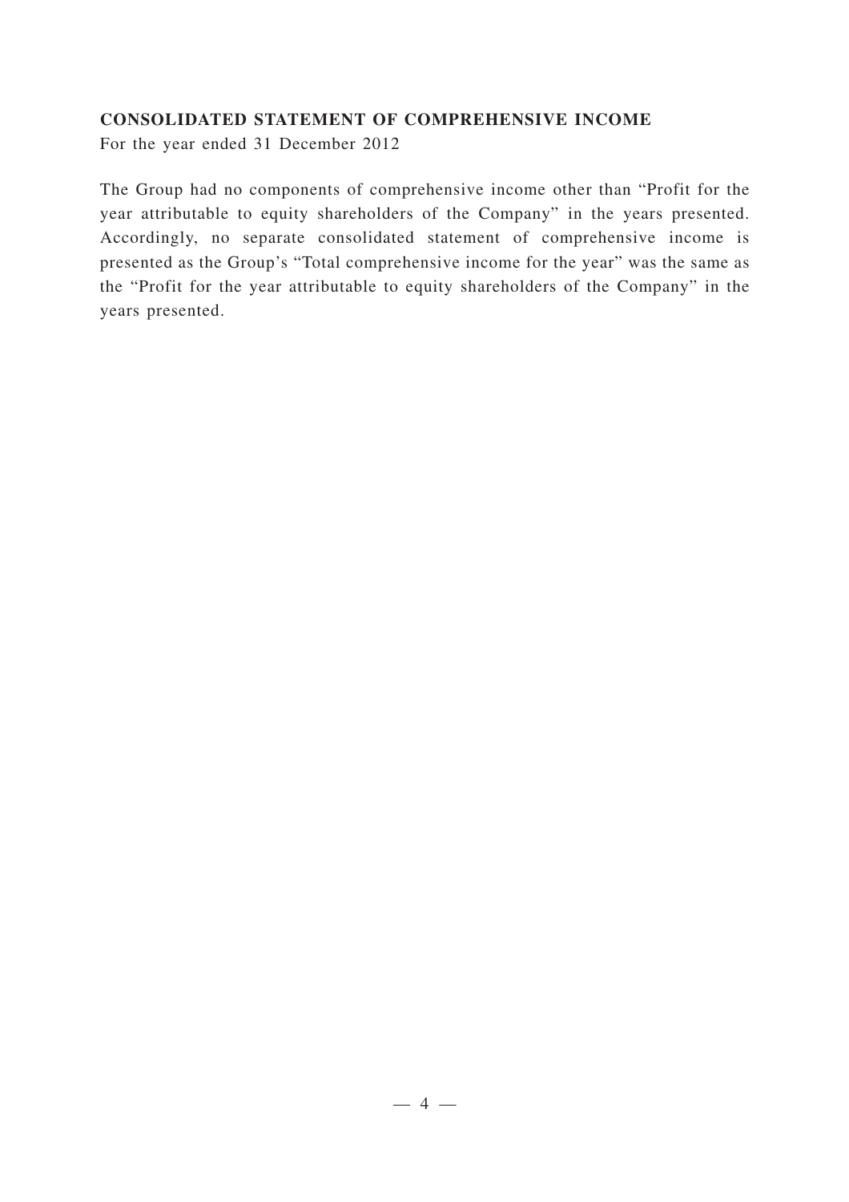## CONSOLIDATED STATEMENT OF COMPREHENSIVE INCOME

For the year ended 31 December 2012

The Group had no components of comprehensive income other than "Profit for the year attributable to equity shareholders of the Company" in the years presented. Accordingly, no separate consolidated statement of comprehensive income is presented as the Group's "Total comprehensive income for the year" was the same as the "Profit for the year attributable to equity shareholders of the Company" in the years presented.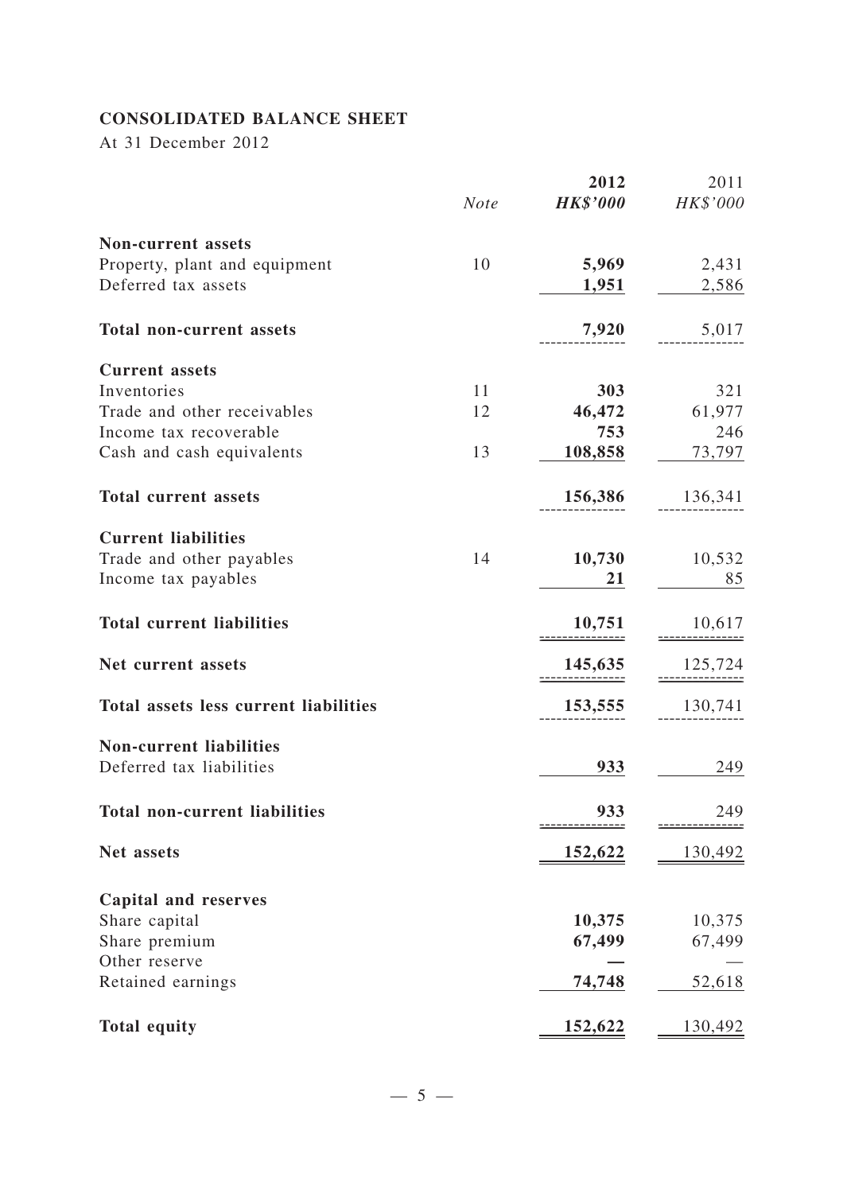## CONSOLIDATED BALANCE SHEET

At 31 December 2012

| | *Note* | **2012** | 2011 |
|---|---|---|---|
| | | ***HK$'000*** | *HK$'000* |
| **Non-current assets** | | | |
| Property, plant and equipment | 10 | **5,969** | 2,431 |
| Deferred tax assets | | **1,951** | 2,586 |
| **Total non-current assets** | | **7,920** | 5,017 |
| **Current assets** | | | |
| Inventories | 11 | **303** | 321 |
| Trade and other receivables | 12 | **46,472** | 61,977 |
| Income tax recoverable | | **753** | 246 |
| Cash and cash equivalents | 13 | **108,858** | 73,797 |
| **Total current assets** | | **156,386** | 136,341 |
| **Current liabilities** | | | |
| Trade and other payables | 14 | **10,730** | 10,532 |
| Income tax payables | | **21** | 85 |
| **Total current liabilities** | | **10,751** | 10,617 |
| **Net current assets** | | **145,635** | 125,724 |
| **Total assets less current liabilities** | | **153,555** | 130,741 |
| **Non-current liabilities** | | | |
| Deferred tax liabilities | | **933** | 249 |
| **Total non-current liabilities** | | **933** | 249 |
| **Net assets** | | **152,622** | 130,492 |
| **Capital and reserves** | | | |
| Share capital | | **10,375** | 10,375 |
| Share premium | | **67,499** | 67,499 |
| Other reserve | | **—** | — |
| Retained earnings | | **74,748** | 52,618 |
| **Total equity** | | **152,622** | 130,492 |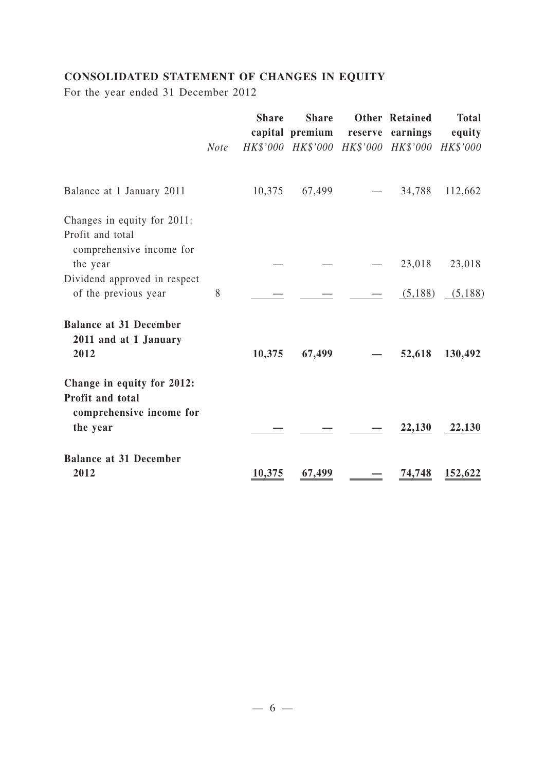**CONSOLIDATED STATEMENT OF CHANGES IN EQUITY**

For the year ended 31 December 2012

| | Note | Share capital | Share premium | Other reserve | Retained earnings | Total equity |
|---|---|---|---|---|---|---|
| | | *HK$'000* | *HK$'000* | *HK$'000* | *HK$'000* | *HK$'000* |
| Balance at 1 January 2011 | | 10,375 | 67,499 | — | 34,788 | 112,662 |
| Changes in equity for 2011: | | | | | | |
| Profit and total comprehensive income for the year | | — | — | — | 23,018 | 23,018 |
| Dividend approved in respect of the previous year | 8 | — | — | — | (5,188) | (5,188) |
| **Balance at 31 December 2011 and at 1 January 2012** | | **10,375** | **67,499** | **—** | **52,618** | **130,492** |
| **Change in equity for 2012:** | | | | | | |
| **Profit and total comprehensive income for the year** | | **—** | **—** | **—** | **22,130** | **22,130** |
| **Balance at 31 December 2012** | | **10,375** | **67,499** | **—** | **74,748** | **152,622** |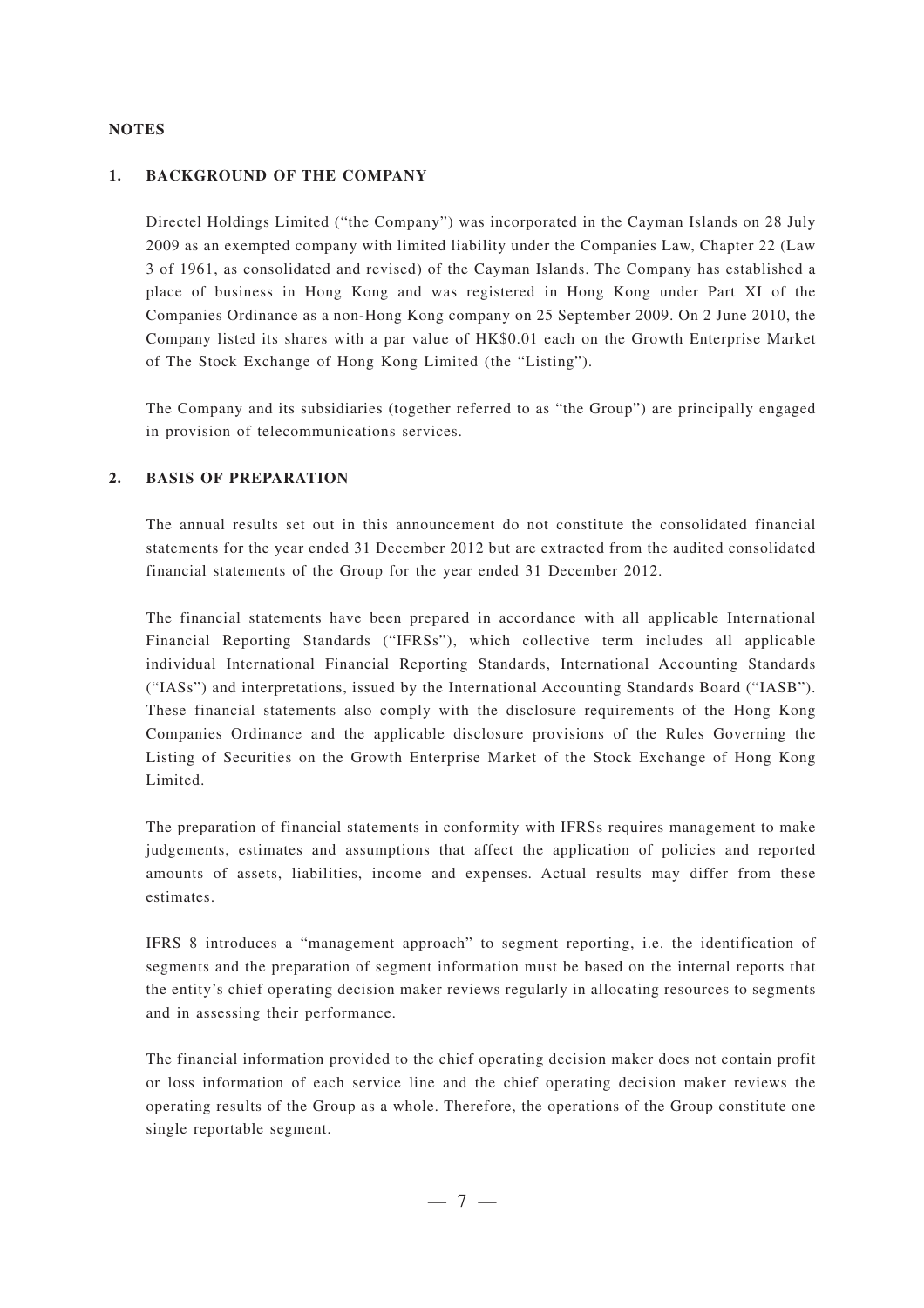## NOTES

### 1. BACKGROUND OF THE COMPANY

Directel Holdings Limited ("the Company") was incorporated in the Cayman Islands on 28 July 2009 as an exempted company with limited liability under the Companies Law, Chapter 22 (Law 3 of 1961, as consolidated and revised) of the Cayman Islands. The Company has established a place of business in Hong Kong and was registered in Hong Kong under Part XI of the Companies Ordinance as a non-Hong Kong company on 25 September 2009. On 2 June 2010, the Company listed its shares with a par value of HK$0.01 each on the Growth Enterprise Market of The Stock Exchange of Hong Kong Limited (the "Listing").

The Company and its subsidiaries (together referred to as "the Group") are principally engaged in provision of telecommunications services.

### 2. BASIS OF PREPARATION

The annual results set out in this announcement do not constitute the consolidated financial statements for the year ended 31 December 2012 but are extracted from the audited consolidated financial statements of the Group for the year ended 31 December 2012.

The financial statements have been prepared in accordance with all applicable International Financial Reporting Standards ("IFRSs"), which collective term includes all applicable individual International Financial Reporting Standards, International Accounting Standards ("IASs") and interpretations, issued by the International Accounting Standards Board ("IASB"). These financial statements also comply with the disclosure requirements of the Hong Kong Companies Ordinance and the applicable disclosure provisions of the Rules Governing the Listing of Securities on the Growth Enterprise Market of the Stock Exchange of Hong Kong Limited.

The preparation of financial statements in conformity with IFRSs requires management to make judgements, estimates and assumptions that affect the application of policies and reported amounts of assets, liabilities, income and expenses. Actual results may differ from these estimates.

IFRS 8 introduces a "management approach" to segment reporting, i.e. the identification of segments and the preparation of segment information must be based on the internal reports that the entity's chief operating decision maker reviews regularly in allocating resources to segments and in assessing their performance.

The financial information provided to the chief operating decision maker does not contain profit or loss information of each service line and the chief operating decision maker reviews the operating results of the Group as a whole. Therefore, the operations of the Group constitute one single reportable segment.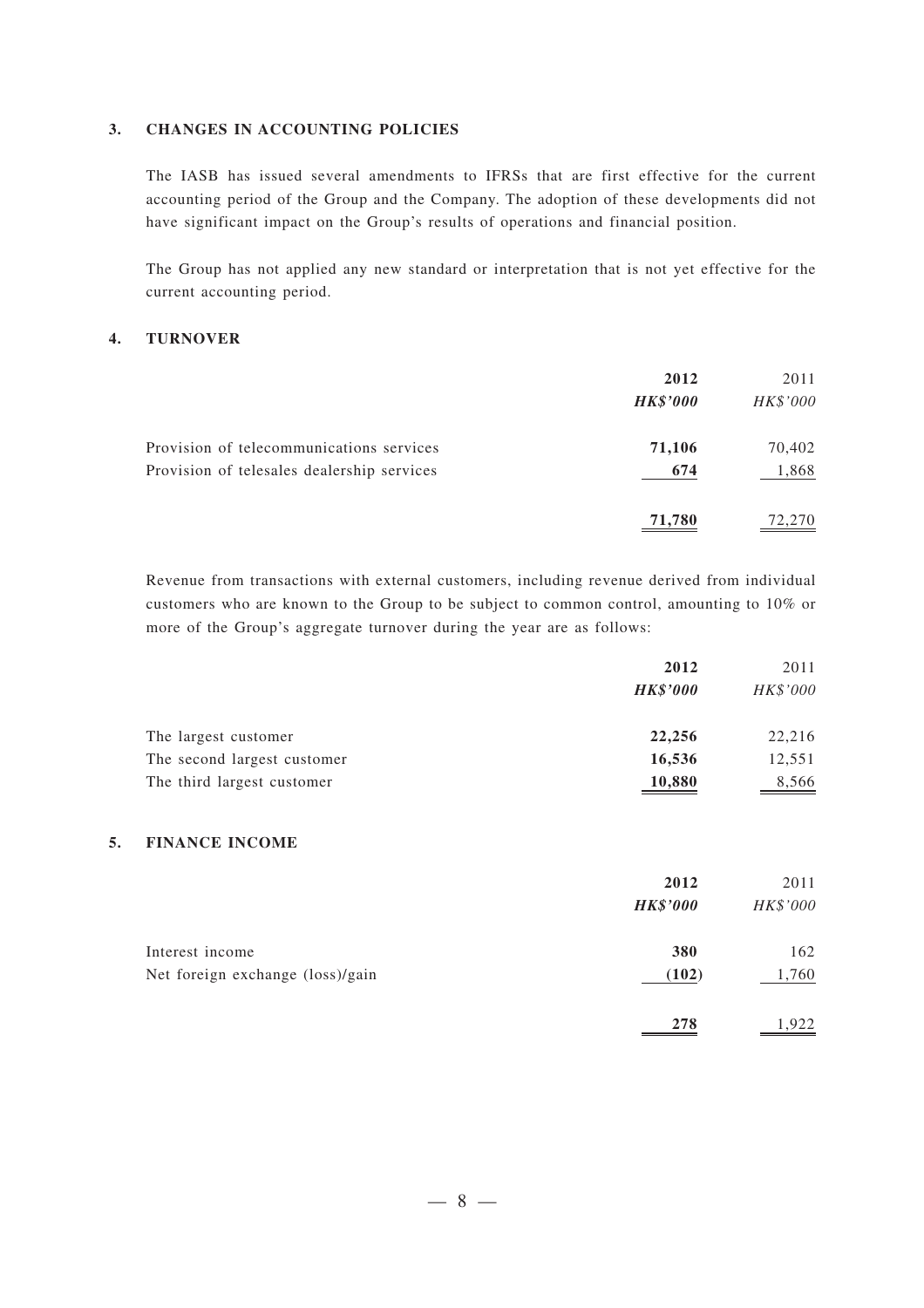## 3. CHANGES IN ACCOUNTING POLICIES

The IASB has issued several amendments to IFRSs that are first effective for the current accounting period of the Group and the Company. The adoption of these developments did not have significant impact on the Group's results of operations and financial position.

The Group has not applied any new standard or interpretation that is not yet effective for the current accounting period.

## 4. TURNOVER

| | **2012** | 2011 |
|---|---|---|
| | ***HK$'000*** | *HK$'000* |
| Provision of telecommunications services | **71,106** | 70,402 |
| Provision of telesales dealership services | **674** | 1,868 |
| | **71,780** | 72,270 |

Revenue from transactions with external customers, including revenue derived from individual customers who are known to the Group to be subject to common control, amounting to 10% or more of the Group's aggregate turnover during the year are as follows:

| | **2012** | 2011 |
|---|---|---|
| | ***HK$'000*** | *HK$'000* |
| The largest customer | **22,256** | 22,216 |
| The second largest customer | **16,536** | 12,551 |
| The third largest customer | **10,880** | 8,566 |

## 5. FINANCE INCOME

| | **2012** | 2011 |
|---|---|---|
| | ***HK$'000*** | *HK$'000* |
| Interest income | **380** | 162 |
| Net foreign exchange (loss)/gain | **(102)** | 1,760 |
| | **278** | 1,922 |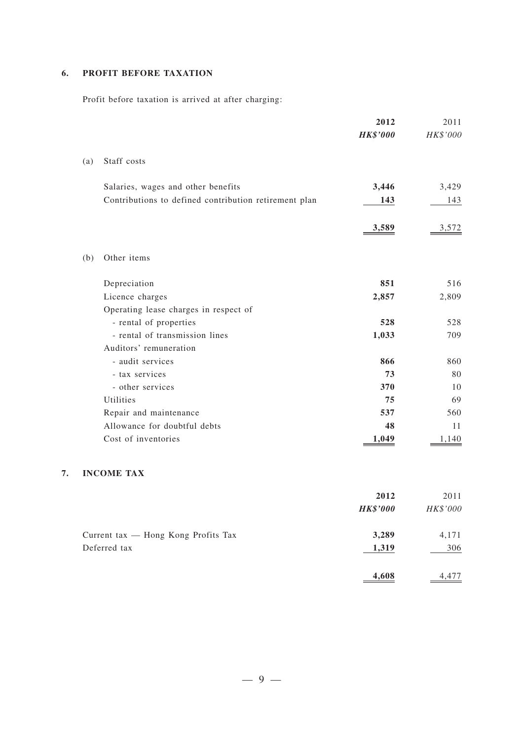## 6. PROFIT BEFORE TAXATION

Profit before taxation is arrived at after charging:

| | | **2012** | 2011 |
|---|---|---|---|
| | | ***HK$'000*** | *HK$'000* |
| (a) | Staff costs | | |
| | Salaries, wages and other benefits | **3,446** | 3,429 |
| | Contributions to defined contribution retirement plan | **143** | 143 |
| | | **3,589** | 3,572 |
| (b) | Other items | | |
| | Depreciation | **851** | 516 |
| | Licence charges | **2,857** | 2,809 |
| | Operating lease charges in respect of | | |
| | - rental of properties | **528** | 528 |
| | - rental of transmission lines | **1,033** | 709 |
| | Auditors' remuneration | | |
| | - audit services | **866** | 860 |
| | - tax services | **73** | 80 |
| | - other services | **370** | 10 |
| | Utilities | **75** | 69 |
| | Repair and maintenance | **537** | 560 |
| | Allowance for doubtful debts | **48** | 11 |
| | Cost of inventories | **1,049** | 1,140 |

## 7. INCOME TAX

| | **2012** | 2011 |
|---|---|---|
| | ***HK$'000*** | *HK$'000* |
| Current tax — Hong Kong Profits Tax | **3,289** | 4,171 |
| Deferred tax | **1,319** | 306 |
| | **4,608** | 4,477 |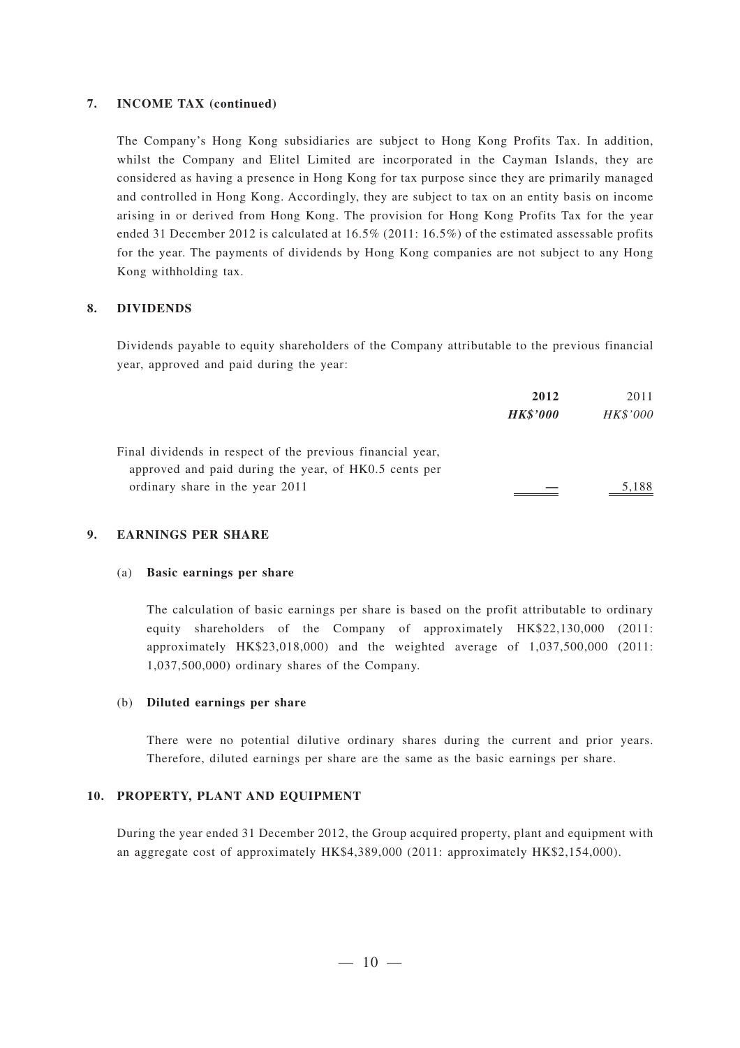## 7. INCOME TAX (continued)

The Company's Hong Kong subsidiaries are subject to Hong Kong Profits Tax. In addition, whilst the Company and Elitel Limited are incorporated in the Cayman Islands, they are considered as having a presence in Hong Kong for tax purpose since they are primarily managed and controlled in Hong Kong. Accordingly, they are subject to tax on an entity basis on income arising in or derived from Hong Kong. The provision for Hong Kong Profits Tax for the year ended 31 December 2012 is calculated at 16.5% (2011: 16.5%) of the estimated assessable profits for the year. The payments of dividends by Hong Kong companies are not subject to any Hong Kong withholding tax.

## 8. DIVIDENDS

Dividends payable to equity shareholders of the Company attributable to the previous financial year, approved and paid during the year:

| | **2012** | 2011 |
|---|---|---|
| | ***HK$'000*** | *HK$'000* |
| Final dividends in respect of the previous financial year, approved and paid during the year, of HK0.5 cents per ordinary share in the year 2011 | — | 5,188 |

## 9. EARNINGS PER SHARE

### (a) Basic earnings per share

The calculation of basic earnings per share is based on the profit attributable to ordinary equity shareholders of the Company of approximately HK$22,130,000 (2011: approximately HK$23,018,000) and the weighted average of 1,037,500,000 (2011: 1,037,500,000) ordinary shares of the Company.

### (b) Diluted earnings per share

There were no potential dilutive ordinary shares during the current and prior years. Therefore, diluted earnings per share are the same as the basic earnings per share.

## 10. PROPERTY, PLANT AND EQUIPMENT

During the year ended 31 December 2012, the Group acquired property, plant and equipment with an aggregate cost of approximately HK$4,389,000 (2011: approximately HK$2,154,000).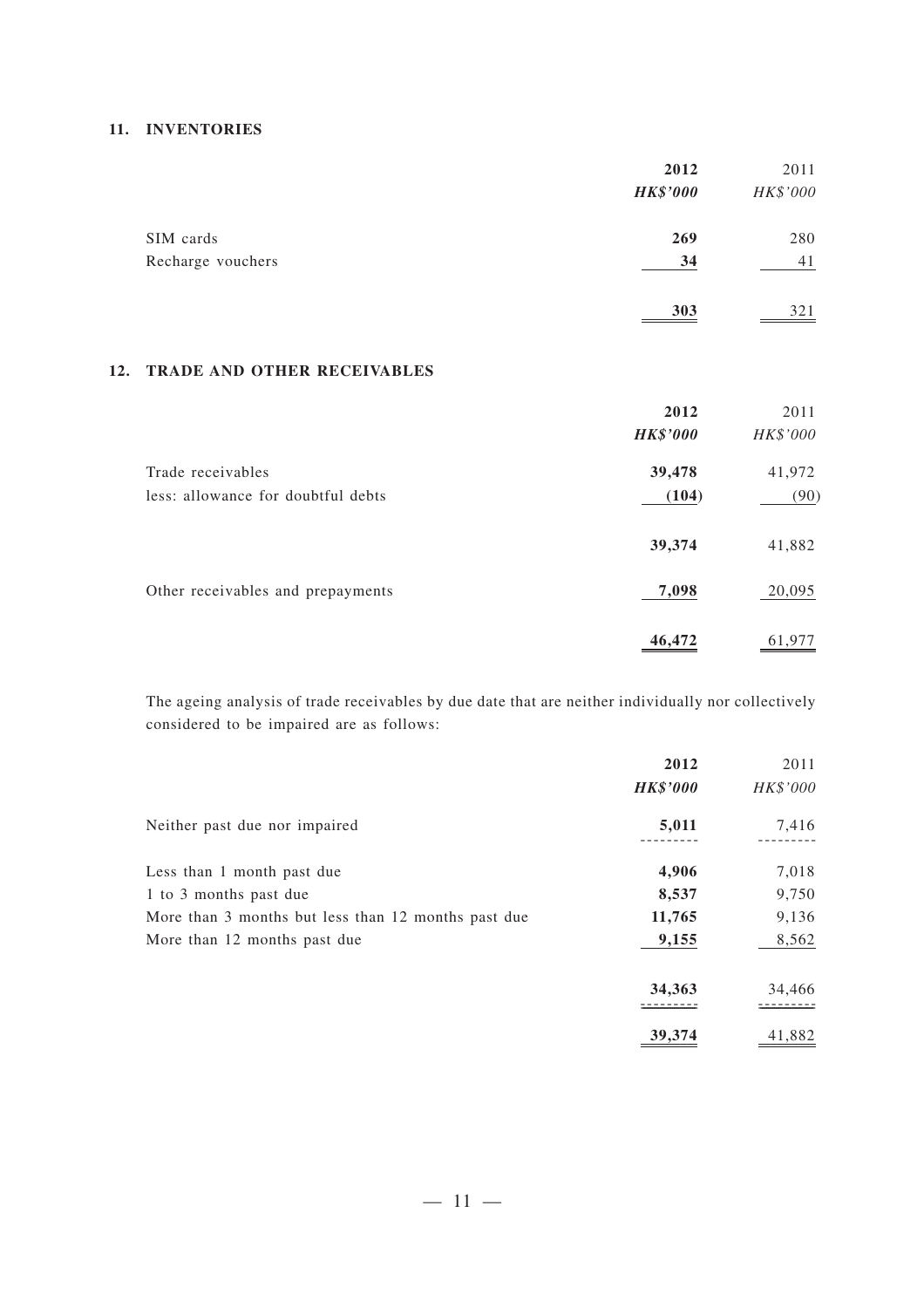## 11. INVENTORIES

| | **2012** | 2011 |
|---|---|---|
| | ***HK$'000*** | *HK$'000* |
| SIM cards | **269** | 280 |
| Recharge vouchers | **34** | 41 |
| | **303** | 321 |

## 12. TRADE AND OTHER RECEIVABLES

| | **2012** | 2011 |
|---|---|---|
| | ***HK$'000*** | *HK$'000* |
| Trade receivables | **39,478** | 41,972 |
| less: allowance for doubtful debts | **(104)** | (90) |
| | **39,374** | 41,882 |
| Other receivables and prepayments | **7,098** | 20,095 |
| | **46,472** | 61,977 |

The ageing analysis of trade receivables by due date that are neither individually nor collectively considered to be impaired are as follows:

| | **2012** | 2011 |
|---|---|---|
| | ***HK$'000*** | *HK$'000* |
| Neither past due nor impaired | **5,011** | 7,416 |
| Less than 1 month past due | **4,906** | 7,018 |
| 1 to 3 months past due | **8,537** | 9,750 |
| More than 3 months but less than 12 months past due | **11,765** | 9,136 |
| More than 12 months past due | **9,155** | 8,562 |
| | **34,363** | 34,466 |
| | **39,374** | 41,882 |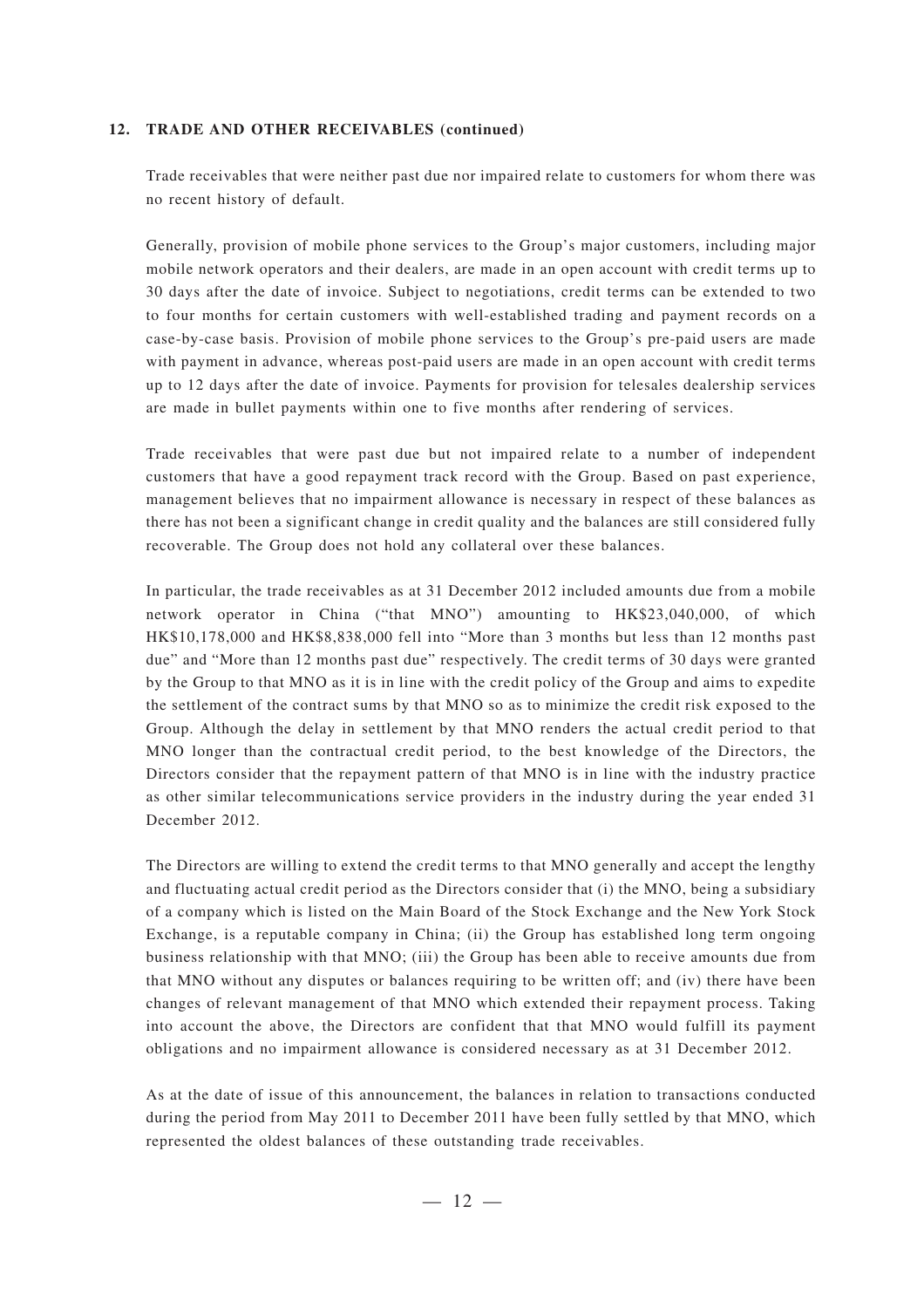## 12. TRADE AND OTHER RECEIVABLES (continued)

Trade receivables that were neither past due nor impaired relate to customers for whom there was no recent history of default.

Generally, provision of mobile phone services to the Group's major customers, including major mobile network operators and their dealers, are made in an open account with credit terms up to 30 days after the date of invoice. Subject to negotiations, credit terms can be extended to two to four months for certain customers with well-established trading and payment records on a case-by-case basis. Provision of mobile phone services to the Group's pre-paid users are made with payment in advance, whereas post-paid users are made in an open account with credit terms up to 12 days after the date of invoice. Payments for provision for telesales dealership services are made in bullet payments within one to five months after rendering of services.

Trade receivables that were past due but not impaired relate to a number of independent customers that have a good repayment track record with the Group. Based on past experience, management believes that no impairment allowance is necessary in respect of these balances as there has not been a significant change in credit quality and the balances are still considered fully recoverable. The Group does not hold any collateral over these balances.

In particular, the trade receivables as at 31 December 2012 included amounts due from a mobile network operator in China ("that MNO") amounting to HK$23,040,000, of which HK$10,178,000 and HK$8,838,000 fell into "More than 3 months but less than 12 months past due" and "More than 12 months past due" respectively. The credit terms of 30 days were granted by the Group to that MNO as it is in line with the credit policy of the Group and aims to expedite the settlement of the contract sums by that MNO so as to minimize the credit risk exposed to the Group. Although the delay in settlement by that MNO renders the actual credit period to that MNO longer than the contractual credit period, to the best knowledge of the Directors, the Directors consider that the repayment pattern of that MNO is in line with the industry practice as other similar telecommunications service providers in the industry during the year ended 31 December 2012.

The Directors are willing to extend the credit terms to that MNO generally and accept the lengthy and fluctuating actual credit period as the Directors consider that (i) the MNO, being a subsidiary of a company which is listed on the Main Board of the Stock Exchange and the New York Stock Exchange, is a reputable company in China; (ii) the Group has established long term ongoing business relationship with that MNO; (iii) the Group has been able to receive amounts due from that MNO without any disputes or balances requiring to be written off; and (iv) there have been changes of relevant management of that MNO which extended their repayment process. Taking into account the above, the Directors are confident that that MNO would fulfill its payment obligations and no impairment allowance is considered necessary as at 31 December 2012.

As at the date of issue of this announcement, the balances in relation to transactions conducted during the period from May 2011 to December 2011 have been fully settled by that MNO, which represented the oldest balances of these outstanding trade receivables.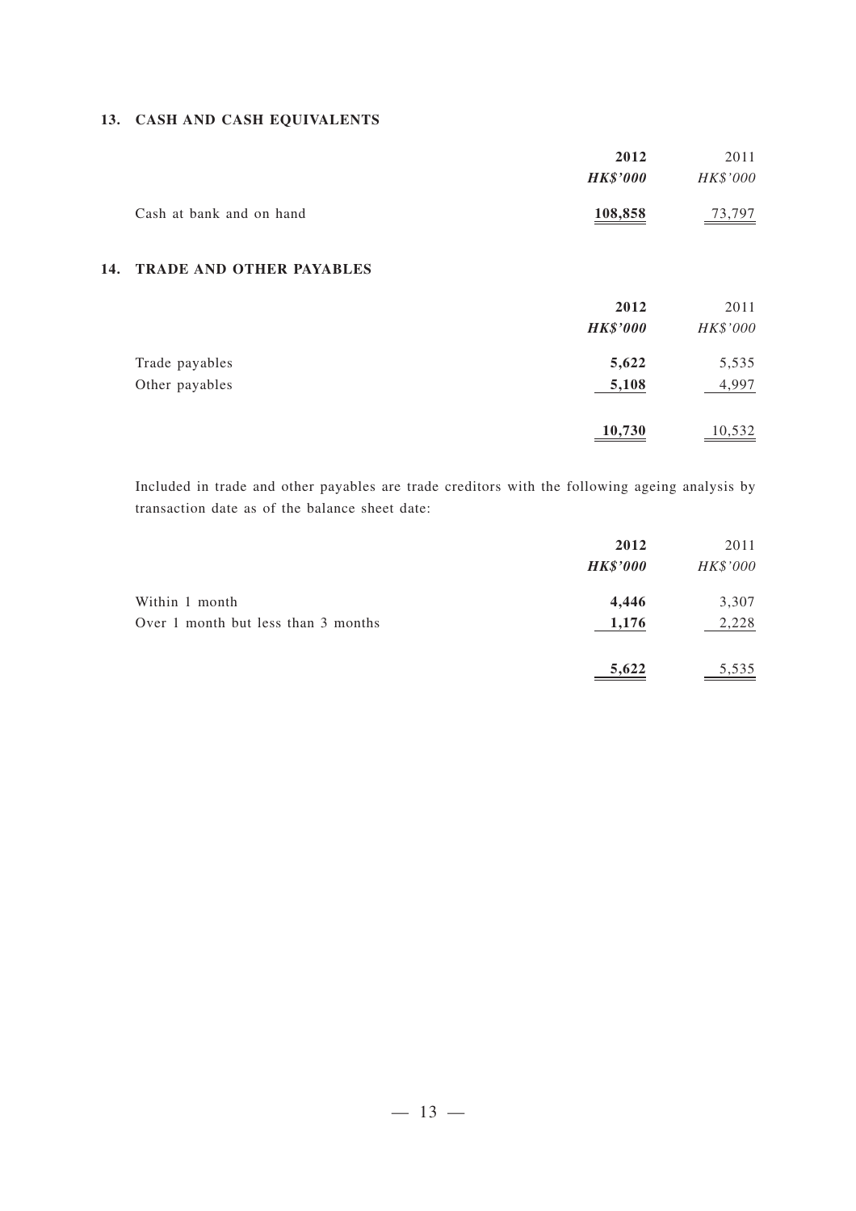## 13. CASH AND CASH EQUIVALENTS

| | **2012** | 2011 |
|---|---|---|
| | ***HK$'000*** | *HK$'000* |
| Cash at bank and on hand | **108,858** | 73,797 |

## 14. TRADE AND OTHER PAYABLES

| | **2012** | 2011 |
|---|---|---|
| | ***HK$'000*** | *HK$'000* |
| Trade payables | **5,622** | 5,535 |
| Other payables | **5,108** | 4,997 |
| | **10,730** | 10,532 |

Included in trade and other payables are trade creditors with the following ageing analysis by transaction date as of the balance sheet date:

| | **2012** | 2011 |
|---|---|---|
| | ***HK$'000*** | *HK$'000* |
| Within 1 month | **4,446** | 3,307 |
| Over 1 month but less than 3 months | **1,176** | 2,228 |
| | **5,622** | 5,535 |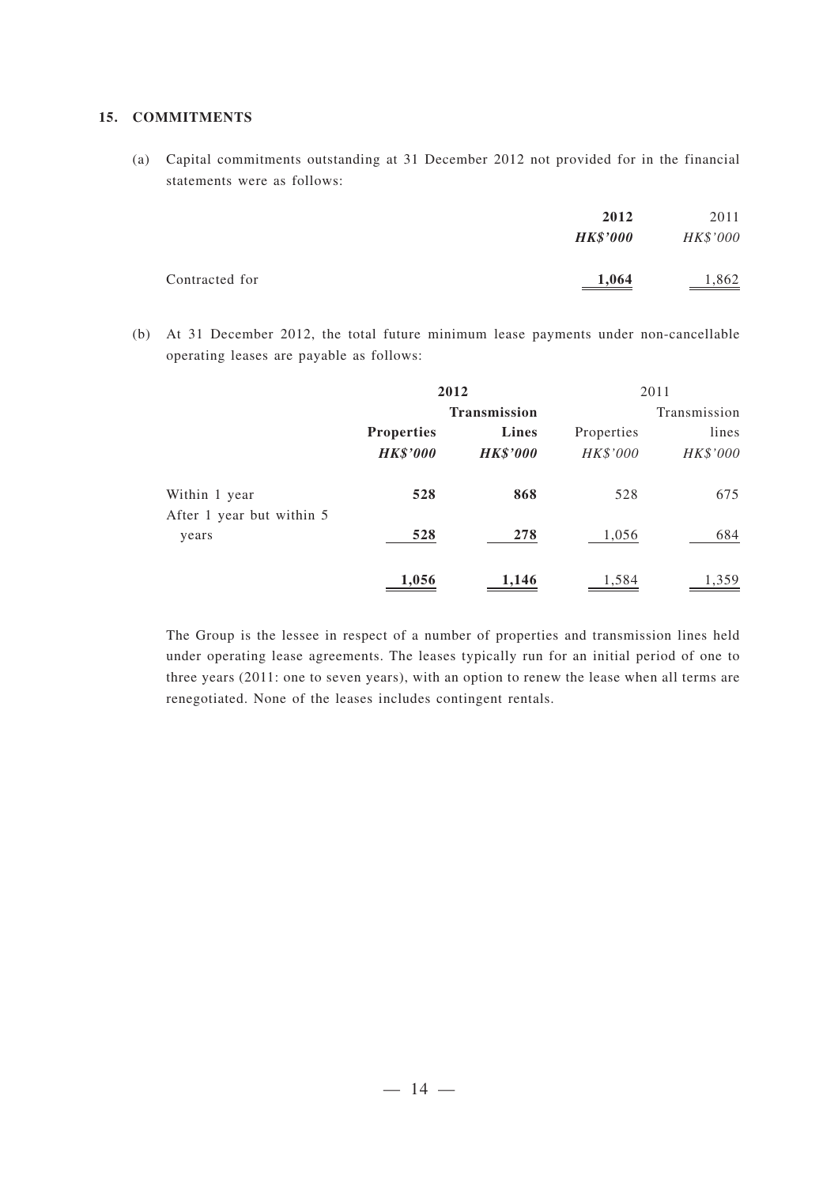## 15. COMMITMENTS

(a) Capital commitments outstanding at 31 December 2012 not provided for in the financial statements were as follows:

| | **2012** | 2011 |
|---|---|---|
| | ***HK$'000*** | *HK$'000* |
| Contracted for | **1,064** | 1,862 |

(b) At 31 December 2012, the total future minimum lease payments under non-cancellable operating leases are payable as follows:

| | **2012** | | 2011 | |
|---|---|---|---|---|
| | **Properties** | **Transmission Lines** | Properties | Transmission lines |
| | ***HK$'000*** | ***HK$'000*** | *HK$'000* | *HK$'000* |
| Within 1 year | **528** | **868** | 528 | 675 |
| After 1 year but within 5 years | **528** | **278** | 1,056 | 684 |
| | **1,056** | **1,146** | 1,584 | 1,359 |

The Group is the lessee in respect of a number of properties and transmission lines held under operating lease agreements. The leases typically run for an initial period of one to three years (2011: one to seven years), with an option to renew the lease when all terms are renegotiated. None of the leases includes contingent rentals.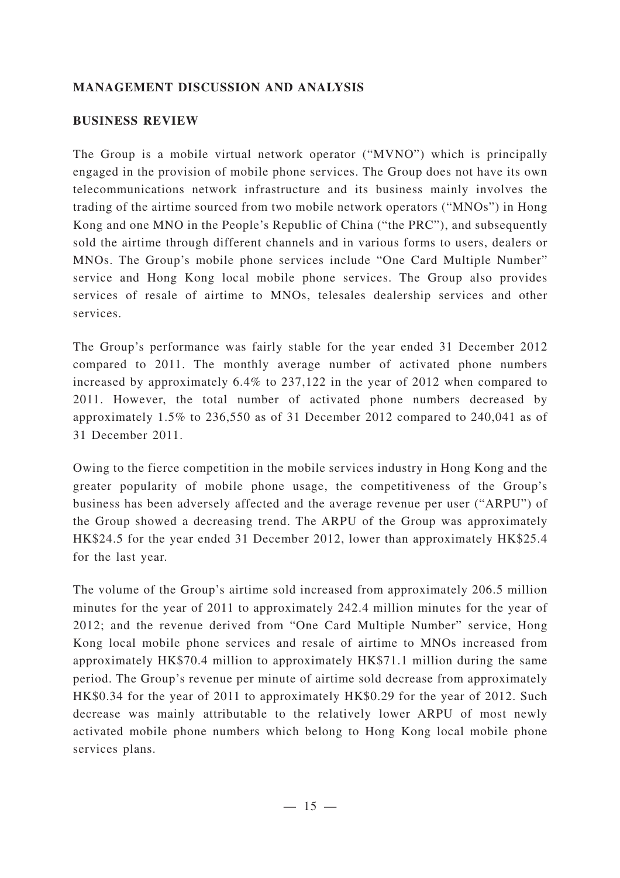## MANAGEMENT DISCUSSION AND ANALYSIS

### BUSINESS REVIEW

The Group is a mobile virtual network operator ("MVNO") which is principally engaged in the provision of mobile phone services. The Group does not have its own telecommunications network infrastructure and its business mainly involves the trading of the airtime sourced from two mobile network operators ("MNOs") in Hong Kong and one MNO in the People's Republic of China ("the PRC"), and subsequently sold the airtime through different channels and in various forms to users, dealers or MNOs. The Group's mobile phone services include "One Card Multiple Number" service and Hong Kong local mobile phone services. The Group also provides services of resale of airtime to MNOs, telesales dealership services and other services.

The Group's performance was fairly stable for the year ended 31 December 2012 compared to 2011. The monthly average number of activated phone numbers increased by approximately 6.4% to 237,122 in the year of 2012 when compared to 2011. However, the total number of activated phone numbers decreased by approximately 1.5% to 236,550 as of 31 December 2012 compared to 240,041 as of 31 December 2011.

Owing to the fierce competition in the mobile services industry in Hong Kong and the greater popularity of mobile phone usage, the competitiveness of the Group's business has been adversely affected and the average revenue per user ("ARPU") of the Group showed a decreasing trend. The ARPU of the Group was approximately HK$24.5 for the year ended 31 December 2012, lower than approximately HK$25.4 for the last year.

The volume of the Group's airtime sold increased from approximately 206.5 million minutes for the year of 2011 to approximately 242.4 million minutes for the year of 2012; and the revenue derived from "One Card Multiple Number" service, Hong Kong local mobile phone services and resale of airtime to MNOs increased from approximately HK$70.4 million to approximately HK$71.1 million during the same period. The Group's revenue per minute of airtime sold decrease from approximately HK$0.34 for the year of 2011 to approximately HK$0.29 for the year of 2012. Such decrease was mainly attributable to the relatively lower ARPU of most newly activated mobile phone numbers which belong to Hong Kong local mobile phone services plans.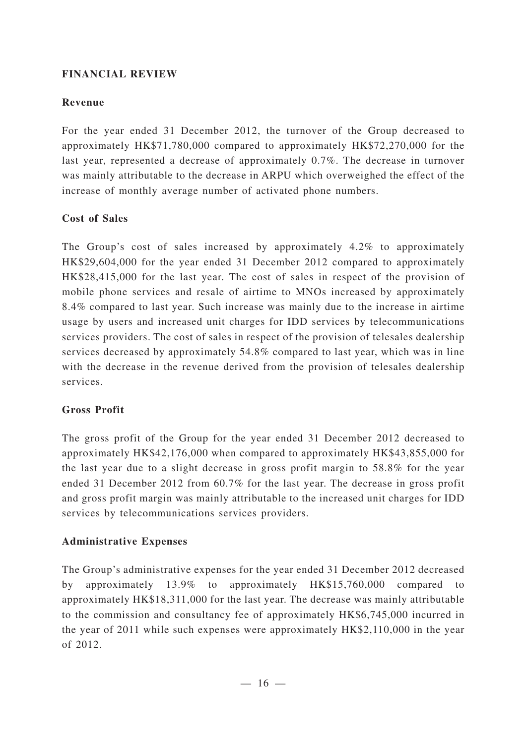## FINANCIAL REVIEW

### Revenue

For the year ended 31 December 2012, the turnover of the Group decreased to approximately HK$71,780,000 compared to approximately HK$72,270,000 for the last year, represented a decrease of approximately 0.7%. The decrease in turnover was mainly attributable to the decrease in ARPU which overweighed the effect of the increase of monthly average number of activated phone numbers.

### Cost of Sales

The Group's cost of sales increased by approximately 4.2% to approximately HK$29,604,000 for the year ended 31 December 2012 compared to approximately HK$28,415,000 for the last year. The cost of sales in respect of the provision of mobile phone services and resale of airtime to MNOs increased by approximately 8.4% compared to last year. Such increase was mainly due to the increase in airtime usage by users and increased unit charges for IDD services by telecommunications services providers. The cost of sales in respect of the provision of telesales dealership services decreased by approximately 54.8% compared to last year, which was in line with the decrease in the revenue derived from the provision of telesales dealership services.

### Gross Profit

The gross profit of the Group for the year ended 31 December 2012 decreased to approximately HK$42,176,000 when compared to approximately HK$43,855,000 for the last year due to a slight decrease in gross profit margin to 58.8% for the year ended 31 December 2012 from 60.7% for the last year. The decrease in gross profit and gross profit margin was mainly attributable to the increased unit charges for IDD services by telecommunications services providers.

### Administrative Expenses

The Group's administrative expenses for the year ended 31 December 2012 decreased by approximately 13.9% to approximately HK$15,760,000 compared to approximately HK$18,311,000 for the last year. The decrease was mainly attributable to the commission and consultancy fee of approximately HK$6,745,000 incurred in the year of 2011 while such expenses were approximately HK$2,110,000 in the year of 2012.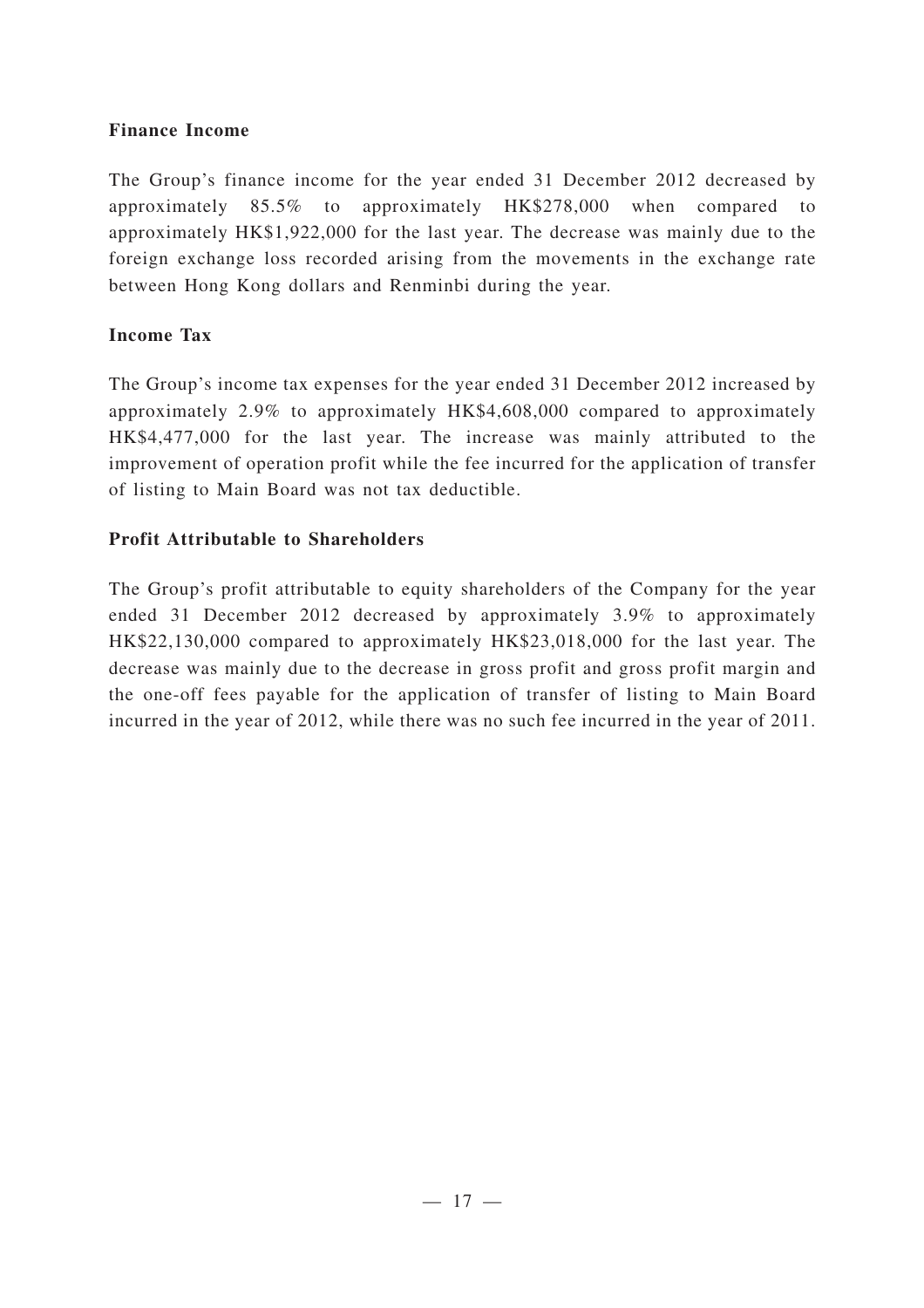**Finance Income**

The Group's finance income for the year ended 31 December 2012 decreased by approximately 85.5% to approximately HK$278,000 when compared to approximately HK$1,922,000 for the last year. The decrease was mainly due to the foreign exchange loss recorded arising from the movements in the exchange rate between Hong Kong dollars and Renminbi during the year.

**Income Tax**

The Group's income tax expenses for the year ended 31 December 2012 increased by approximately 2.9% to approximately HK$4,608,000 compared to approximately HK$4,477,000 for the last year. The increase was mainly attributed to the improvement of operation profit while the fee incurred for the application of transfer of listing to Main Board was not tax deductible.

**Profit Attributable to Shareholders**

The Group's profit attributable to equity shareholders of the Company for the year ended 31 December 2012 decreased by approximately 3.9% to approximately HK$22,130,000 compared to approximately HK$23,018,000 for the last year. The decrease was mainly due to the decrease in gross profit and gross profit margin and the one-off fees payable for the application of transfer of listing to Main Board incurred in the year of 2012, while there was no such fee incurred in the year of 2011.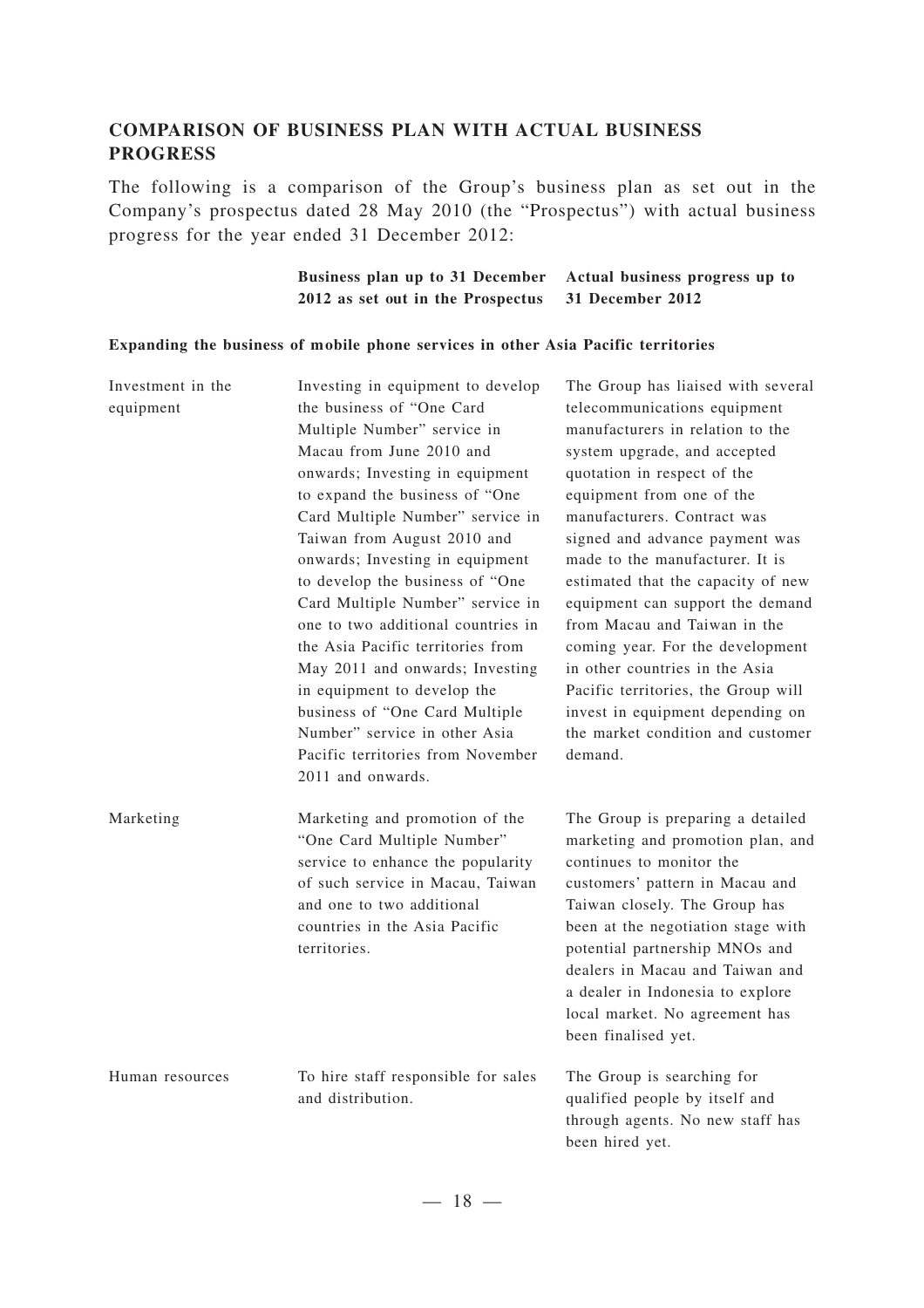## COMPARISON OF BUSINESS PLAN WITH ACTUAL BUSINESS PROGRESS

The following is a comparison of the Group's business plan as set out in the Company's prospectus dated 28 May 2010 (the "Prospectus") with actual business progress for the year ended 31 December 2012:

| | **Business plan up to 31 December 2012 as set out in the Prospectus** | **Actual business progress up to 31 December 2012** |
|---|---|---|
| **Expanding the business of mobile phone services in other Asia Pacific territories** | | |
| Investment in the equipment | Investing in equipment to develop the business of "One Card Multiple Number" service in Macau from June 2010 and onwards; Investing in equipment to expand the business of "One Card Multiple Number" service in Taiwan from August 2010 and onwards; Investing in equipment to develop the business of "One Card Multiple Number" service in one to two additional countries in the Asia Pacific territories from May 2011 and onwards; Investing in equipment to develop the business of "One Card Multiple Number" service in other Asia Pacific territories from November 2011 and onwards. | The Group has liaised with several telecommunications equipment manufacturers in relation to the system upgrade, and accepted quotation in respect of the equipment from one of the manufacturers. Contract was signed and advance payment was made to the manufacturer. It is estimated that the capacity of new equipment can support the demand from Macau and Taiwan in the coming year. For the development in other countries in the Asia Pacific territories, the Group will invest in equipment depending on the market condition and customer demand. |
| Marketing | Marketing and promotion of the "One Card Multiple Number" service to enhance the popularity of such service in Macau, Taiwan and one to two additional countries in the Asia Pacific territories. | The Group is preparing a detailed marketing and promotion plan, and continues to monitor the customers' pattern in Macau and Taiwan closely. The Group has been at the negotiation stage with potential partnership MNOs and dealers in Macau and Taiwan and a dealer in Indonesia to explore local market. No agreement has been finalised yet. |
| Human resources | To hire staff responsible for sales and distribution. | The Group is searching for qualified people by itself and through agents. No new staff has been hired yet. |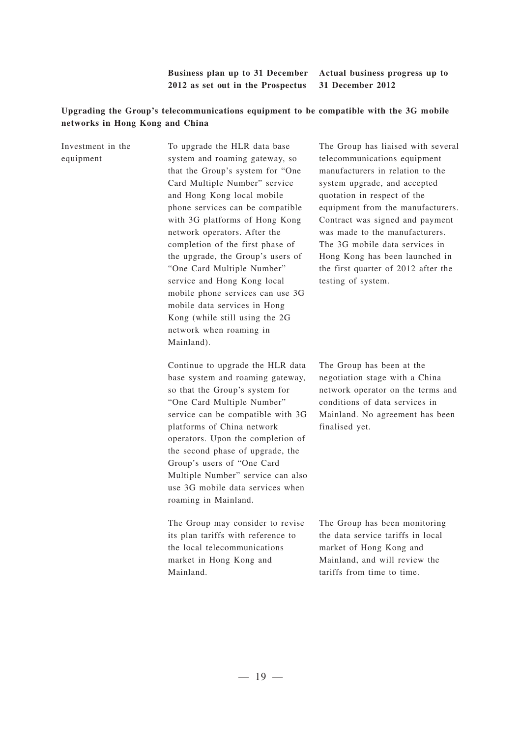| | Business plan up to 31 December 2012 as set out in the Prospectus | Actual business progress up to 31 December 2012 |
|---|---|---|
| **Upgrading the Group's telecommunications equipment to be compatible with the 3G mobile networks in Hong Kong and China** | | |
| Investment in the equipment | To upgrade the HLR data base system and roaming gateway, so that the Group's system for "One Card Multiple Number" service and Hong Kong local mobile phone services can be compatible with 3G platforms of Hong Kong network operators. After the completion of the first phase of the upgrade, the Group's users of "One Card Multiple Number" service and Hong Kong local mobile phone services can use 3G mobile data services in Hong Kong (while still using the 2G network when roaming in Mainland). | The Group has liaised with several telecommunications equipment manufacturers in relation to the system upgrade, and accepted quotation in respect of the equipment from the manufacturers. Contract was signed and payment was made to the manufacturers. The 3G mobile data services in Hong Kong has been launched in the first quarter of 2012 after the testing of system. |
| | Continue to upgrade the HLR data base system and roaming gateway, so that the Group's system for "One Card Multiple Number" service can be compatible with 3G platforms of China network operators. Upon the completion of the second phase of upgrade, the Group's users of "One Card Multiple Number" service can also use 3G mobile data services when roaming in Mainland. | The Group has been at the negotiation stage with a China network operator on the terms and conditions of data services in Mainland. No agreement has been finalised yet. |
| | The Group may consider to revise its plan tariffs with reference to the local telecommunications market in Hong Kong and Mainland. | The Group has been monitoring the data service tariffs in local market of Hong Kong and Mainland, and will review the tariffs from time to time. |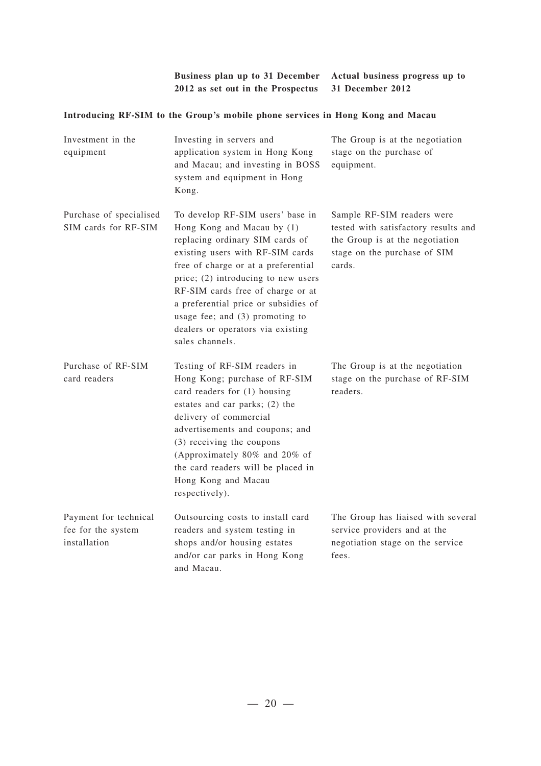| | Business plan up to 31 December 2012 as set out in the Prospectus | Actual business progress up to 31 December 2012 |
|---|---|---|
| **Introducing RF-SIM to the Group's mobile phone services in Hong Kong and Macau** | | |
| Investment in the equipment | Investing in servers and application system in Hong Kong and Macau; and investing in BOSS system and equipment in Hong Kong. | The Group is at the negotiation stage on the purchase of equipment. |
| Purchase of specialised SIM cards for RF-SIM | To develop RF-SIM users' base in Hong Kong and Macau by (1) replacing ordinary SIM cards of existing users with RF-SIM cards free of charge or at a preferential price; (2) introducing to new users RF-SIM cards free of charge or at a preferential price or subsidies of usage fee; and (3) promoting to dealers or operators via existing sales channels. | Sample RF-SIM readers were tested with satisfactory results and the Group is at the negotiation stage on the purchase of SIM cards. |
| Purchase of RF-SIM card readers | Testing of RF-SIM readers in Hong Kong; purchase of RF-SIM card readers for (1) housing estates and car parks; (2) the delivery of commercial advertisements and coupons; and (3) receiving the coupons (Approximately 80% and 20% of the card readers will be placed in Hong Kong and Macau respectively). | The Group is at the negotiation stage on the purchase of RF-SIM readers. |
| Payment for technical fee for the system installation | Outsourcing costs to install card readers and system testing in shops and/or housing estates and/or car parks in Hong Kong and Macau. | The Group has liaised with several service providers and at the negotiation stage on the service fees. |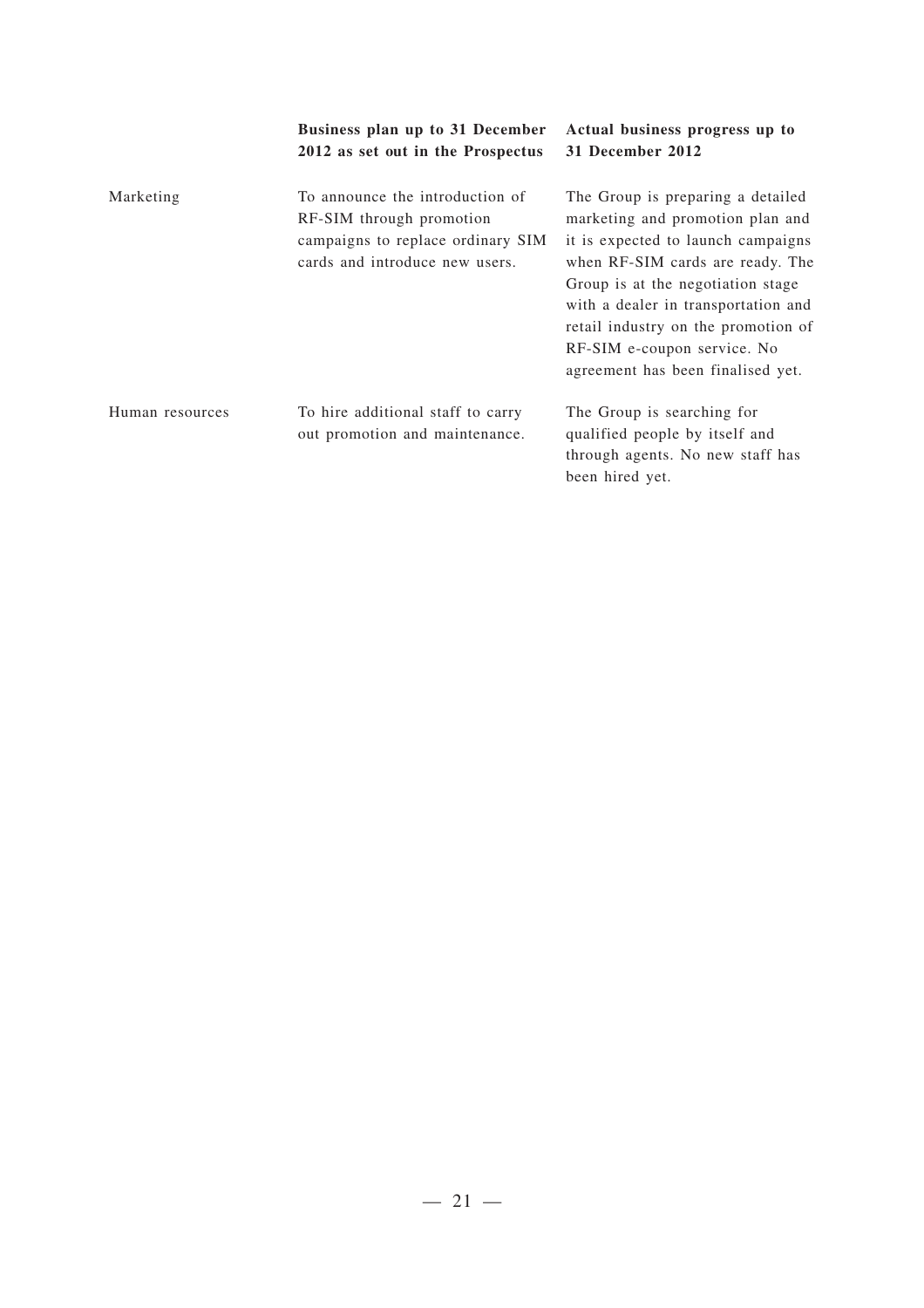| | Business plan up to 31 December 2012 as set out in the Prospectus | Actual business progress up to 31 December 2012 |
|---|---|---|
| Marketing | To announce the introduction of RF-SIM through promotion campaigns to replace ordinary SIM cards and introduce new users. | The Group is preparing a detailed marketing and promotion plan and it is expected to launch campaigns when RF-SIM cards are ready. The Group is at the negotiation stage with a dealer in transportation and retail industry on the promotion of RF-SIM e-coupon service. No agreement has been finalised yet. |
| Human resources | To hire additional staff to carry out promotion and maintenance. | The Group is searching for qualified people by itself and through agents. No new staff has been hired yet. |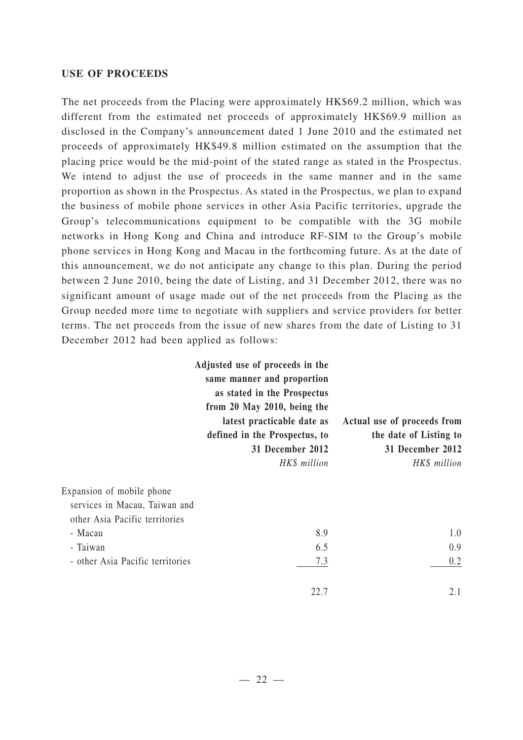## USE OF PROCEEDS

The net proceeds from the Placing were approximately HK$69.2 million, which was different from the estimated net proceeds of approximately HK$69.9 million as disclosed in the Company's announcement dated 1 June 2010 and the estimated net proceeds of approximately HK$49.8 million estimated on the assumption that the placing price would be the mid-point of the stated range as stated in the Prospectus. We intend to adjust the use of proceeds in the same manner and in the same proportion as shown in the Prospectus. As stated in the Prospectus, we plan to expand the business of mobile phone services in other Asia Pacific territories, upgrade the Group's telecommunications equipment to be compatible with the 3G mobile networks in Hong Kong and China and introduce RF-SIM to the Group's mobile phone services in Hong Kong and Macau in the forthcoming future. As at the date of this announcement, we do not anticipate any change to this plan. During the period between 2 June 2010, being the date of Listing, and 31 December 2012, there was no significant amount of usage made out of the net proceeds from the Placing as the Group needed more time to negotiate with suppliers and service providers for better terms. The net proceeds from the issue of new shares from the date of Listing to 31 December 2012 had been applied as follows:

| | **Adjusted use of proceeds in the same manner and proportion as stated in the Prospectus from 20 May 2010, being the latest practicable date as defined in the Prospectus, to 31 December 2012** | **Actual use of proceeds from the date of Listing to 31 December 2012** |
|---|---|---|
| | *HK$ million* | *HK$ million* |
| Expansion of mobile phone services in Macau, Taiwan and other Asia Pacific territories | | |
| - Macau | 8.9 | 1.0 |
| - Taiwan | 6.5 | 0.9 |
| - other Asia Pacific territories | 7.3 | 0.2 |
| | 22.7 | 2.1 |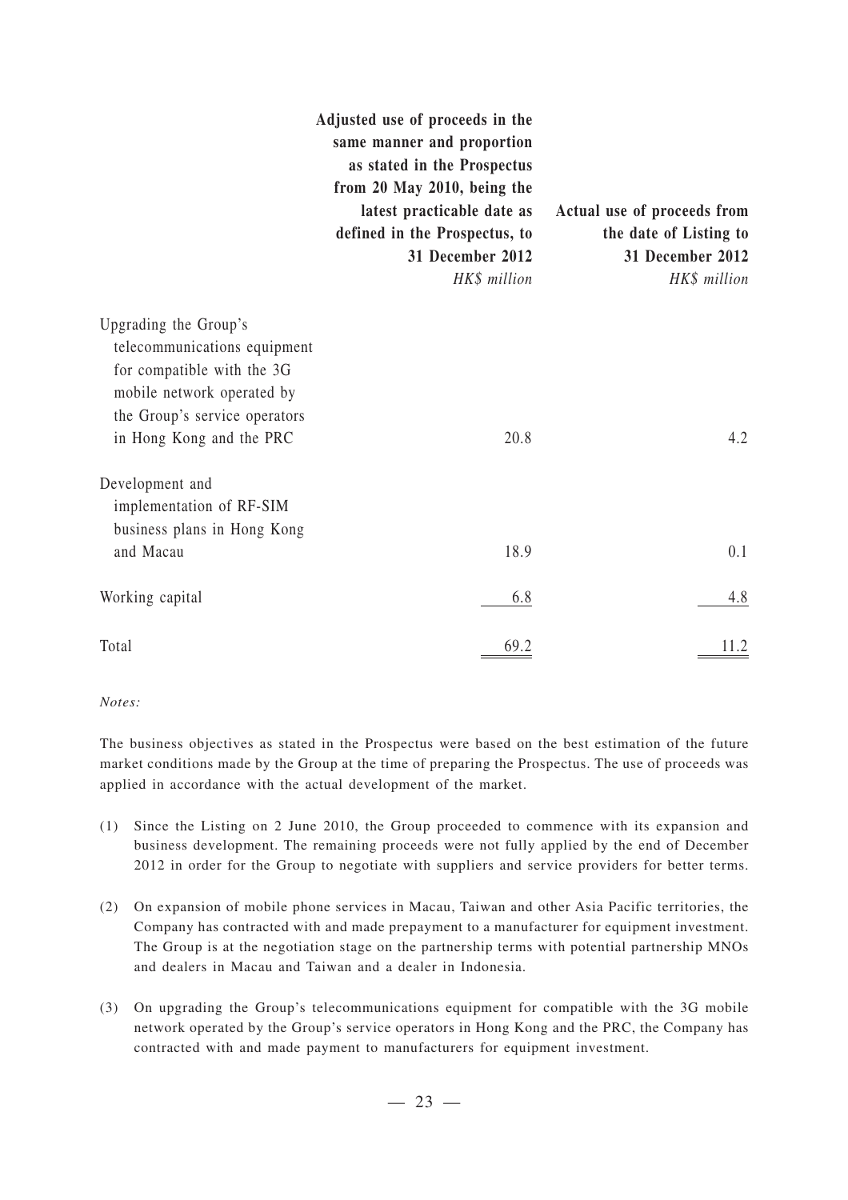| | Adjusted use of proceeds in the same manner and proportion as stated in the Prospectus from 20 May 2010, being the latest practicable date as defined in the Prospectus, to 31 December 2012 | Actual use of proceeds from the date of Listing to 31 December 2012 |
|---|---|---|
| | *HK$ million* | *HK$ million* |
| Upgrading the Group's telecommunications equipment for compatible with the 3G mobile network operated by the Group's service operators in Hong Kong and the PRC | 20.8 | 4.2 |
| Development and implementation of RF-SIM business plans in Hong Kong and Macau | 18.9 | 0.1 |
| Working capital | 6.8 | 4.8 |
| Total | 69.2 | 11.2 |

*Notes:*

The business objectives as stated in the Prospectus were based on the best estimation of the future market conditions made by the Group at the time of preparing the Prospectus. The use of proceeds was applied in accordance with the actual development of the market.

(1) Since the Listing on 2 June 2010, the Group proceeded to commence with its expansion and business development. The remaining proceeds were not fully applied by the end of December 2012 in order for the Group to negotiate with suppliers and service providers for better terms.

(2) On expansion of mobile phone services in Macau, Taiwan and other Asia Pacific territories, the Company has contracted with and made prepayment to a manufacturer for equipment investment. The Group is at the negotiation stage on the partnership terms with potential partnership MNOs and dealers in Macau and Taiwan and a dealer in Indonesia.

(3) On upgrading the Group's telecommunications equipment for compatible with the 3G mobile network operated by the Group's service operators in Hong Kong and the PRC, the Company has contracted with and made payment to manufacturers for equipment investment.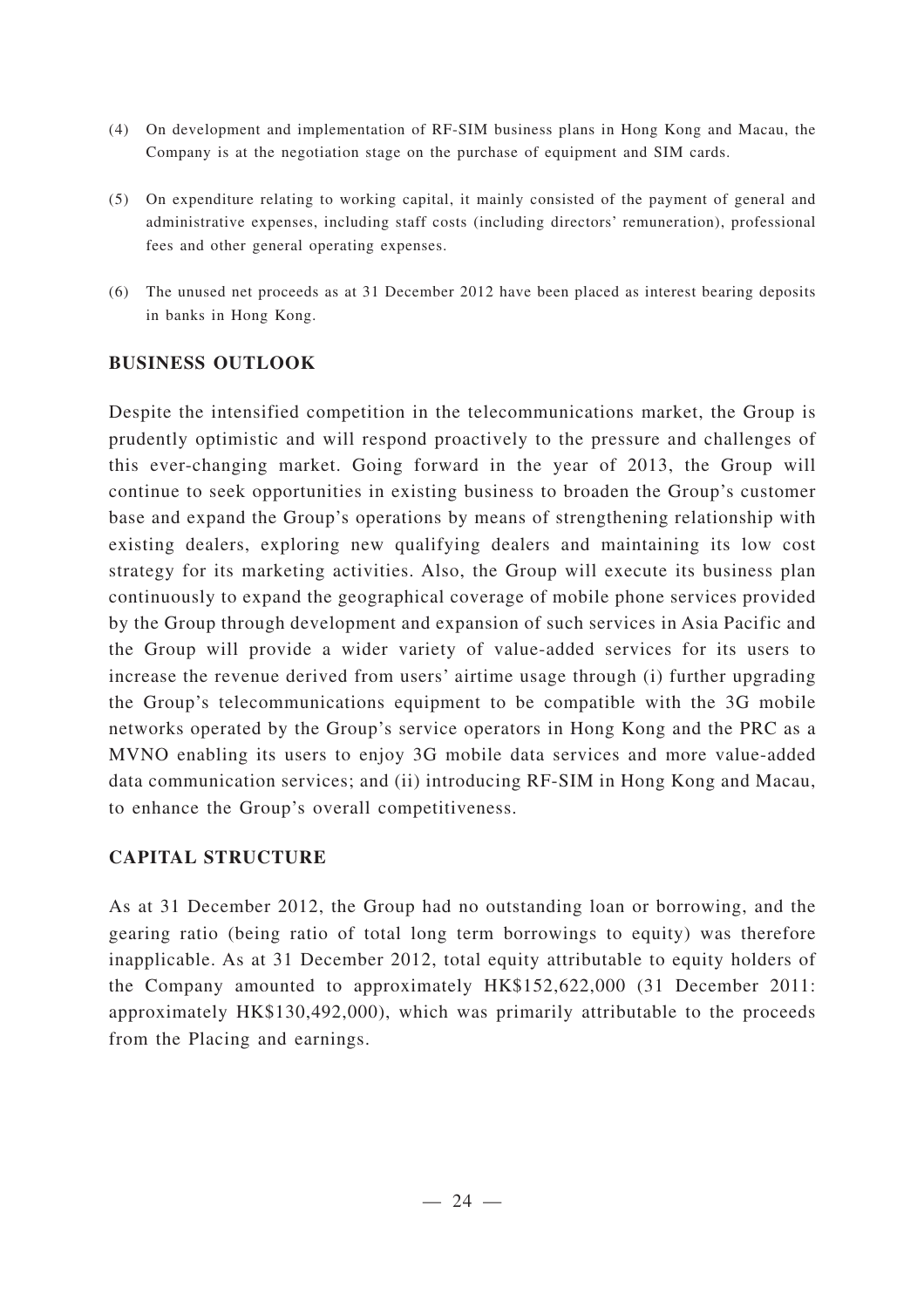(4) On development and implementation of RF-SIM business plans in Hong Kong and Macau, the Company is at the negotiation stage on the purchase of equipment and SIM cards.

(5) On expenditure relating to working capital, it mainly consisted of the payment of general and administrative expenses, including staff costs (including directors' remuneration), professional fees and other general operating expenses.

(6) The unused net proceeds as at 31 December 2012 have been placed as interest bearing deposits in banks in Hong Kong.

## BUSINESS OUTLOOK

Despite the intensified competition in the telecommunications market, the Group is prudently optimistic and will respond proactively to the pressure and challenges of this ever-changing market. Going forward in the year of 2013, the Group will continue to seek opportunities in existing business to broaden the Group's customer base and expand the Group's operations by means of strengthening relationship with existing dealers, exploring new qualifying dealers and maintaining its low cost strategy for its marketing activities. Also, the Group will execute its business plan continuously to expand the geographical coverage of mobile phone services provided by the Group through development and expansion of such services in Asia Pacific and the Group will provide a wider variety of value-added services for its users to increase the revenue derived from users' airtime usage through (i) further upgrading the Group's telecommunications equipment to be compatible with the 3G mobile networks operated by the Group's service operators in Hong Kong and the PRC as a MVNO enabling its users to enjoy 3G mobile data services and more value-added data communication services; and (ii) introducing RF-SIM in Hong Kong and Macau, to enhance the Group's overall competitiveness.

## CAPITAL STRUCTURE

As at 31 December 2012, the Group had no outstanding loan or borrowing, and the gearing ratio (being ratio of total long term borrowings to equity) was therefore inapplicable. As at 31 December 2012, total equity attributable to equity holders of the Company amounted to approximately HK$152,622,000 (31 December 2011: approximately HK$130,492,000), which was primarily attributable to the proceeds from the Placing and earnings.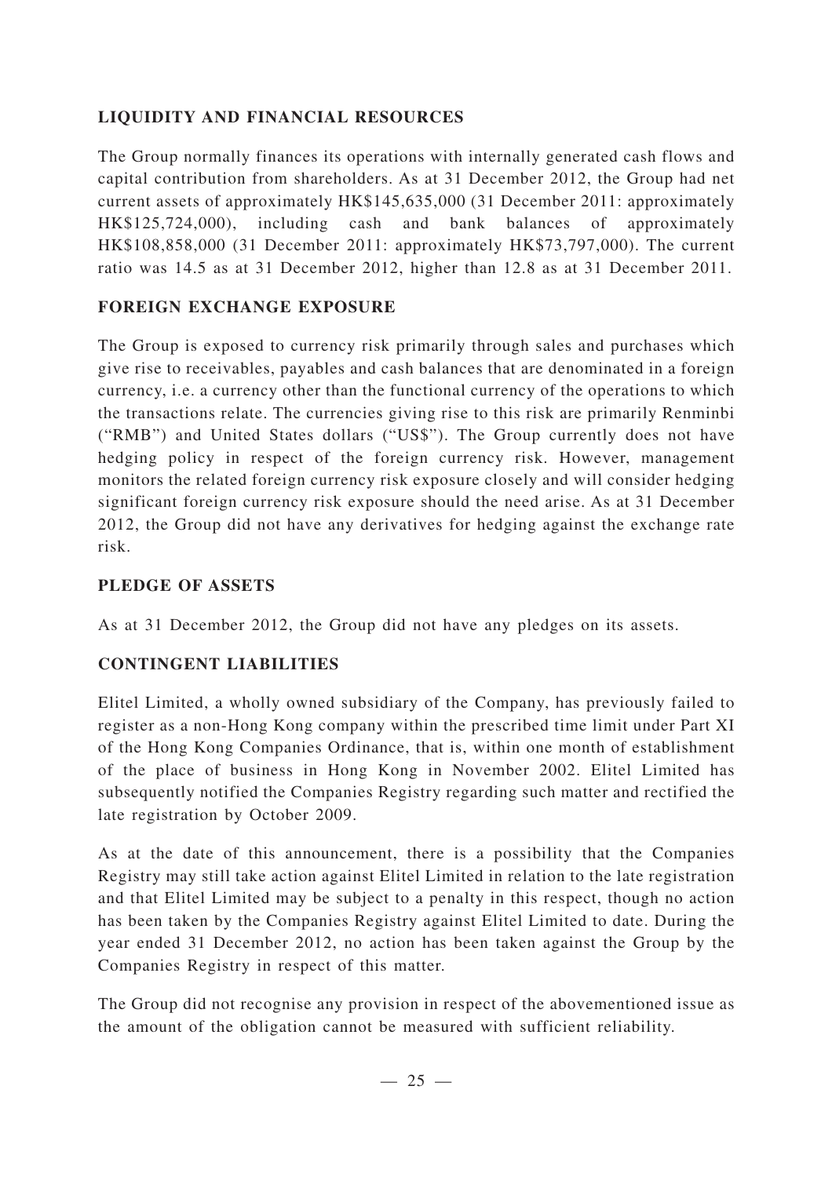## LIQUIDITY AND FINANCIAL RESOURCES

The Group normally finances its operations with internally generated cash flows and capital contribution from shareholders. As at 31 December 2012, the Group had net current assets of approximately HK$145,635,000 (31 December 2011: approximately HK$125,724,000), including cash and bank balances of approximately HK$108,858,000 (31 December 2011: approximately HK$73,797,000). The current ratio was 14.5 as at 31 December 2012, higher than 12.8 as at 31 December 2011.

## FOREIGN EXCHANGE EXPOSURE

The Group is exposed to currency risk primarily through sales and purchases which give rise to receivables, payables and cash balances that are denominated in a foreign currency, i.e. a currency other than the functional currency of the operations to which the transactions relate. The currencies giving rise to this risk are primarily Renminbi ("RMB") and United States dollars ("US$"). The Group currently does not have hedging policy in respect of the foreign currency risk. However, management monitors the related foreign currency risk exposure closely and will consider hedging significant foreign currency risk exposure should the need arise. As at 31 December 2012, the Group did not have any derivatives for hedging against the exchange rate risk.

## PLEDGE OF ASSETS

As at 31 December 2012, the Group did not have any pledges on its assets.

## CONTINGENT LIABILITIES

Elitel Limited, a wholly owned subsidiary of the Company, has previously failed to register as a non-Hong Kong company within the prescribed time limit under Part XI of the Hong Kong Companies Ordinance, that is, within one month of establishment of the place of business in Hong Kong in November 2002. Elitel Limited has subsequently notified the Companies Registry regarding such matter and rectified the late registration by October 2009.

As at the date of this announcement, there is a possibility that the Companies Registry may still take action against Elitel Limited in relation to the late registration and that Elitel Limited may be subject to a penalty in this respect, though no action has been taken by the Companies Registry against Elitel Limited to date. During the year ended 31 December 2012, no action has been taken against the Group by the Companies Registry in respect of this matter.

The Group did not recognise any provision in respect of the abovementioned issue as the amount of the obligation cannot be measured with sufficient reliability.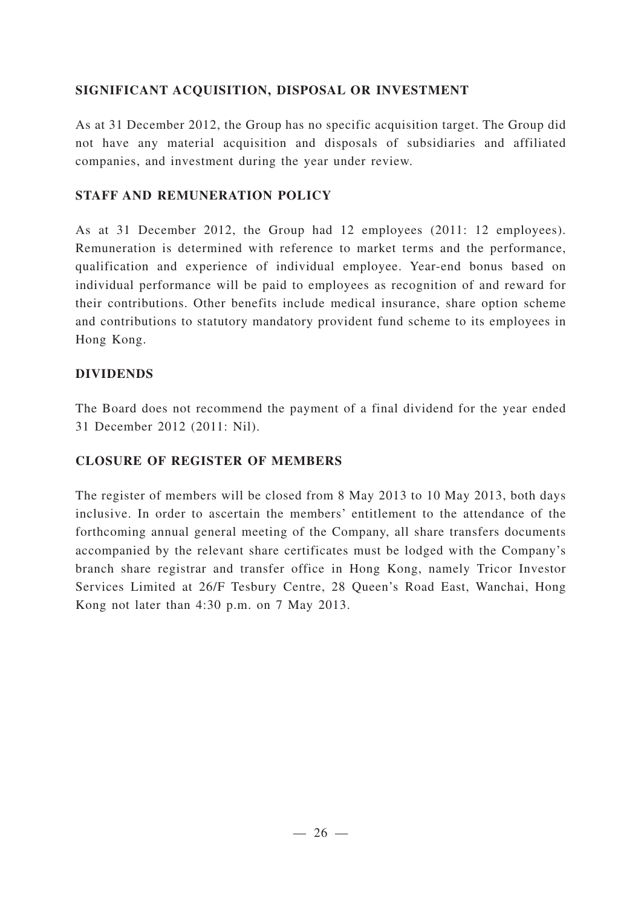## SIGNIFICANT ACQUISITION, DISPOSAL OR INVESTMENT

As at 31 December 2012, the Group has no specific acquisition target. The Group did not have any material acquisition and disposals of subsidiaries and affiliated companies, and investment during the year under review.

## STAFF AND REMUNERATION POLICY

As at 31 December 2012, the Group had 12 employees (2011: 12 employees). Remuneration is determined with reference to market terms and the performance, qualification and experience of individual employee. Year-end bonus based on individual performance will be paid to employees as recognition of and reward for their contributions. Other benefits include medical insurance, share option scheme and contributions to statutory mandatory provident fund scheme to its employees in Hong Kong.

## DIVIDENDS

The Board does not recommend the payment of a final dividend for the year ended 31 December 2012 (2011: Nil).

## CLOSURE OF REGISTER OF MEMBERS

The register of members will be closed from 8 May 2013 to 10 May 2013, both days inclusive. In order to ascertain the members' entitlement to the attendance of the forthcoming annual general meeting of the Company, all share transfers documents accompanied by the relevant share certificates must be lodged with the Company's branch share registrar and transfer office in Hong Kong, namely Tricor Investor Services Limited at 26/F Tesbury Centre, 28 Queen's Road East, Wanchai, Hong Kong not later than 4:30 p.m. on 7 May 2013.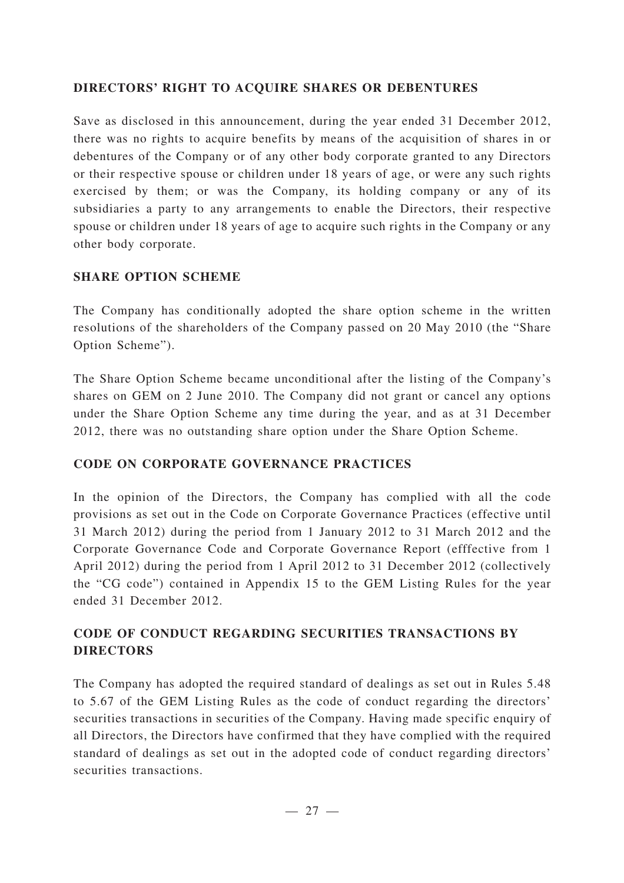## DIRECTORS' RIGHT TO ACQUIRE SHARES OR DEBENTURES

Save as disclosed in this announcement, during the year ended 31 December 2012, there was no rights to acquire benefits by means of the acquisition of shares in or debentures of the Company or of any other body corporate granted to any Directors or their respective spouse or children under 18 years of age, or were any such rights exercised by them; or was the Company, its holding company or any of its subsidiaries a party to any arrangements to enable the Directors, their respective spouse or children under 18 years of age to acquire such rights in the Company or any other body corporate.

## SHARE OPTION SCHEME

The Company has conditionally adopted the share option scheme in the written resolutions of the shareholders of the Company passed on 20 May 2010 (the "Share Option Scheme").

The Share Option Scheme became unconditional after the listing of the Company's shares on GEM on 2 June 2010. The Company did not grant or cancel any options under the Share Option Scheme any time during the year, and as at 31 December 2012, there was no outstanding share option under the Share Option Scheme.

## CODE ON CORPORATE GOVERNANCE PRACTICES

In the opinion of the Directors, the Company has complied with all the code provisions as set out in the Code on Corporate Governance Practices (effective until 31 March 2012) during the period from 1 January 2012 to 31 March 2012 and the Corporate Governance Code and Corporate Governance Report (efffective from 1 April 2012) during the period from 1 April 2012 to 31 December 2012 (collectively the "CG code") contained in Appendix 15 to the GEM Listing Rules for the year ended 31 December 2012.

## CODE OF CONDUCT REGARDING SECURITIES TRANSACTIONS BY DIRECTORS

The Company has adopted the required standard of dealings as set out in Rules 5.48 to 5.67 of the GEM Listing Rules as the code of conduct regarding the directors' securities transactions in securities of the Company. Having made specific enquiry of all Directors, the Directors have confirmed that they have complied with the required standard of dealings as set out in the adopted code of conduct regarding directors' securities transactions.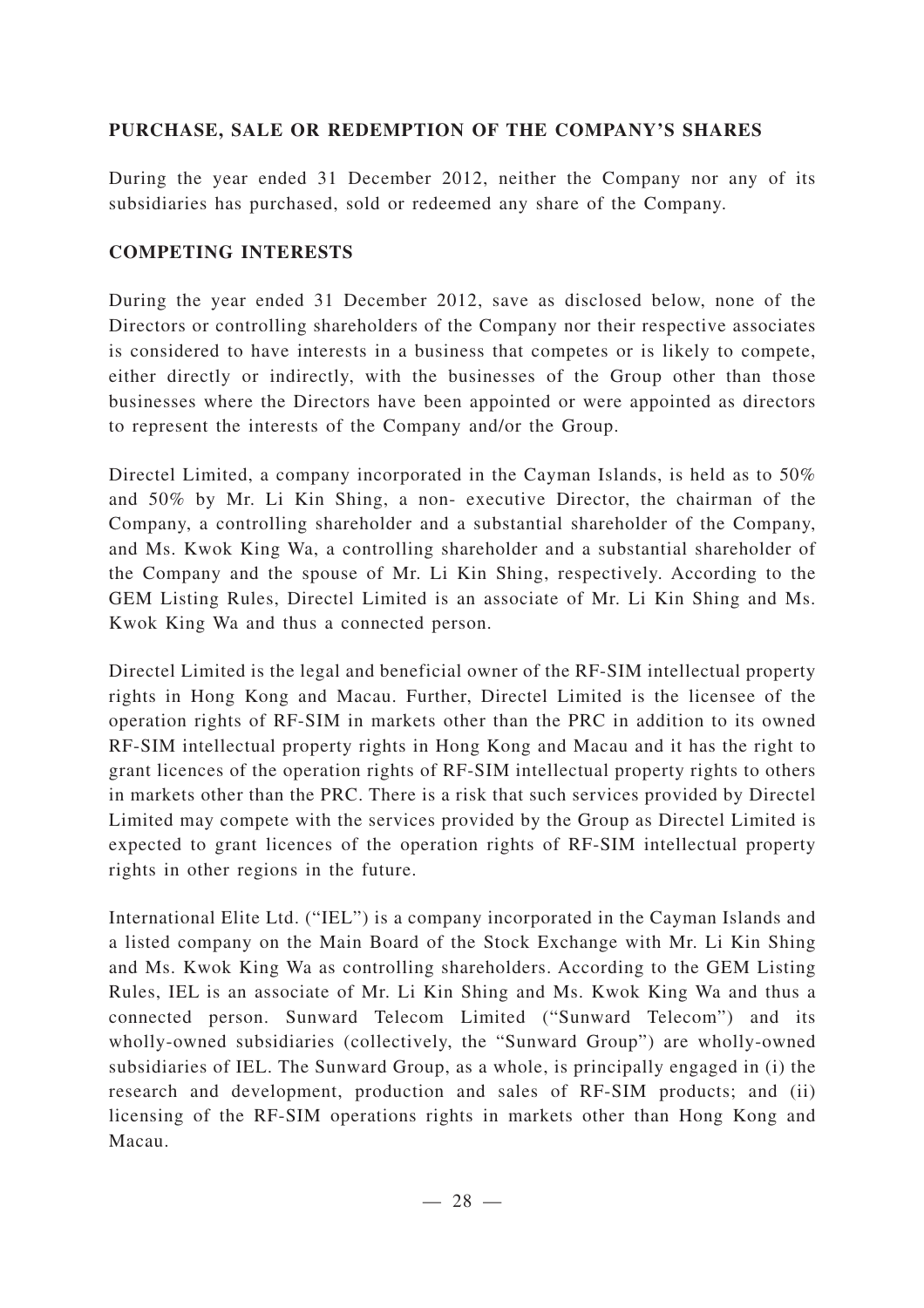## PURCHASE, SALE OR REDEMPTION OF THE COMPANY'S SHARES

During the year ended 31 December 2012, neither the Company nor any of its subsidiaries has purchased, sold or redeemed any share of the Company.

## COMPETING INTERESTS

During the year ended 31 December 2012, save as disclosed below, none of the Directors or controlling shareholders of the Company nor their respective associates is considered to have interests in a business that competes or is likely to compete, either directly or indirectly, with the businesses of the Group other than those businesses where the Directors have been appointed or were appointed as directors to represent the interests of the Company and/or the Group.

Directel Limited, a company incorporated in the Cayman Islands, is held as to 50% and 50% by Mr. Li Kin Shing, a non- executive Director, the chairman of the Company, a controlling shareholder and a substantial shareholder of the Company, and Ms. Kwok King Wa, a controlling shareholder and a substantial shareholder of the Company and the spouse of Mr. Li Kin Shing, respectively. According to the GEM Listing Rules, Directel Limited is an associate of Mr. Li Kin Shing and Ms. Kwok King Wa and thus a connected person.

Directel Limited is the legal and beneficial owner of the RF-SIM intellectual property rights in Hong Kong and Macau. Further, Directel Limited is the licensee of the operation rights of RF-SIM in markets other than the PRC in addition to its owned RF-SIM intellectual property rights in Hong Kong and Macau and it has the right to grant licences of the operation rights of RF-SIM intellectual property rights to others in markets other than the PRC. There is a risk that such services provided by Directel Limited may compete with the services provided by the Group as Directel Limited is expected to grant licences of the operation rights of RF-SIM intellectual property rights in other regions in the future.

International Elite Ltd. ("IEL") is a company incorporated in the Cayman Islands and a listed company on the Main Board of the Stock Exchange with Mr. Li Kin Shing and Ms. Kwok King Wa as controlling shareholders. According to the GEM Listing Rules, IEL is an associate of Mr. Li Kin Shing and Ms. Kwok King Wa and thus a connected person. Sunward Telecom Limited ("Sunward Telecom") and its wholly-owned subsidiaries (collectively, the "Sunward Group") are wholly-owned subsidiaries of IEL. The Sunward Group, as a whole, is principally engaged in (i) the research and development, production and sales of RF-SIM products; and (ii) licensing of the RF-SIM operations rights in markets other than Hong Kong and Macau.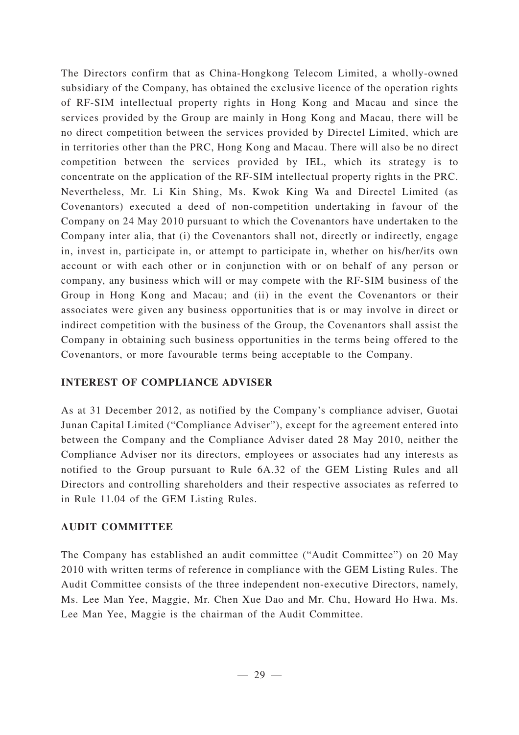The Directors confirm that as China-Hongkong Telecom Limited, a wholly-owned subsidiary of the Company, has obtained the exclusive licence of the operation rights of RF-SIM intellectual property rights in Hong Kong and Macau and since the services provided by the Group are mainly in Hong Kong and Macau, there will be no direct competition between the services provided by Directel Limited, which are in territories other than the PRC, Hong Kong and Macau. There will also be no direct competition between the services provided by IEL, which its strategy is to concentrate on the application of the RF-SIM intellectual property rights in the PRC. Nevertheless, Mr. Li Kin Shing, Ms. Kwok King Wa and Directel Limited (as Covenantors) executed a deed of non-competition undertaking in favour of the Company on 24 May 2010 pursuant to which the Covenantors have undertaken to the Company inter alia, that (i) the Covenantors shall not, directly or indirectly, engage in, invest in, participate in, or attempt to participate in, whether on his/her/its own account or with each other or in conjunction with or on behalf of any person or company, any business which will or may compete with the RF-SIM business of the Group in Hong Kong and Macau; and (ii) in the event the Covenantors or their associates were given any business opportunities that is or may involve in direct or indirect competition with the business of the Group, the Covenantors shall assist the Company in obtaining such business opportunities in the terms being offered to the Covenantors, or more favourable terms being acceptable to the Company.

## INTEREST OF COMPLIANCE ADVISER

As at 31 December 2012, as notified by the Company's compliance adviser, Guotai Junan Capital Limited ("Compliance Adviser"), except for the agreement entered into between the Company and the Compliance Adviser dated 28 May 2010, neither the Compliance Adviser nor its directors, employees or associates had any interests as notified to the Group pursuant to Rule 6A.32 of the GEM Listing Rules and all Directors and controlling shareholders and their respective associates as referred to in Rule 11.04 of the GEM Listing Rules.

## AUDIT COMMITTEE

The Company has established an audit committee ("Audit Committee") on 20 May 2010 with written terms of reference in compliance with the GEM Listing Rules. The Audit Committee consists of the three independent non-executive Directors, namely, Ms. Lee Man Yee, Maggie, Mr. Chen Xue Dao and Mr. Chu, Howard Ho Hwa. Ms. Lee Man Yee, Maggie is the chairman of the Audit Committee.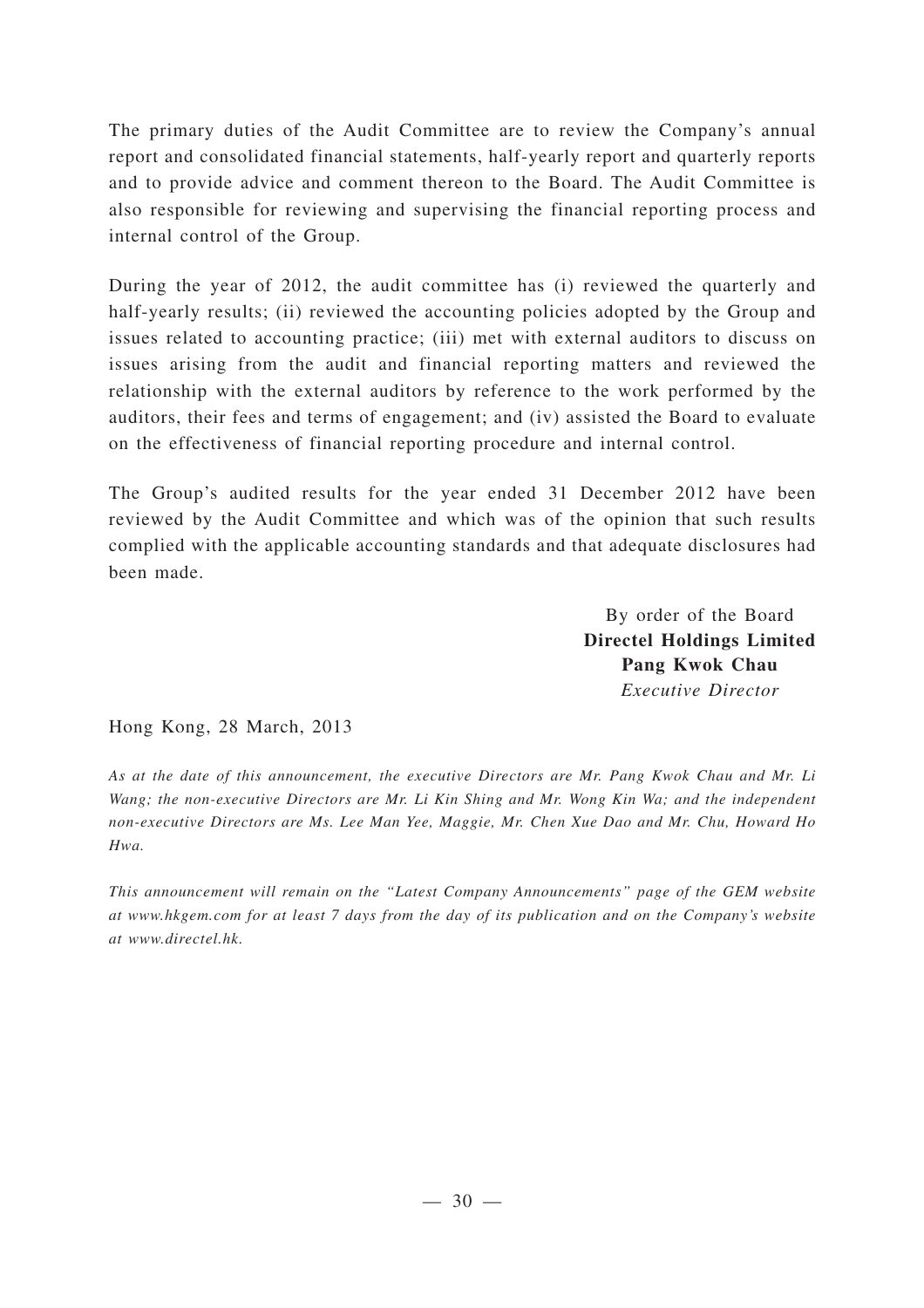The primary duties of the Audit Committee are to review the Company's annual report and consolidated financial statements, half-yearly report and quarterly reports and to provide advice and comment thereon to the Board. The Audit Committee is also responsible for reviewing and supervising the financial reporting process and internal control of the Group.

During the year of 2012, the audit committee has (i) reviewed the quarterly and half-yearly results; (ii) reviewed the accounting policies adopted by the Group and issues related to accounting practice; (iii) met with external auditors to discuss on issues arising from the audit and financial reporting matters and reviewed the relationship with the external auditors by reference to the work performed by the auditors, their fees and terms of engagement; and (iv) assisted the Board to evaluate on the effectiveness of financial reporting procedure and internal control.

The Group's audited results for the year ended 31 December 2012 have been reviewed by the Audit Committee and which was of the opinion that such results complied with the applicable accounting standards and that adequate disclosures had been made.

By order of the Board
**Directel Holdings Limited**
**Pang Kwok Chau**
*Executive Director*

Hong Kong, 28 March, 2013

*As at the date of this announcement, the executive Directors are Mr. Pang Kwok Chau and Mr. Li Wang; the non-executive Directors are Mr. Li Kin Shing and Mr. Wong Kin Wa; and the independent non-executive Directors are Ms. Lee Man Yee, Maggie, Mr. Chen Xue Dao and Mr. Chu, Howard Ho Hwa.*

*This announcement will remain on the "Latest Company Announcements" page of the GEM website at www.hkgem.com for at least 7 days from the day of its publication and on the Company's website at www.directel.hk.*